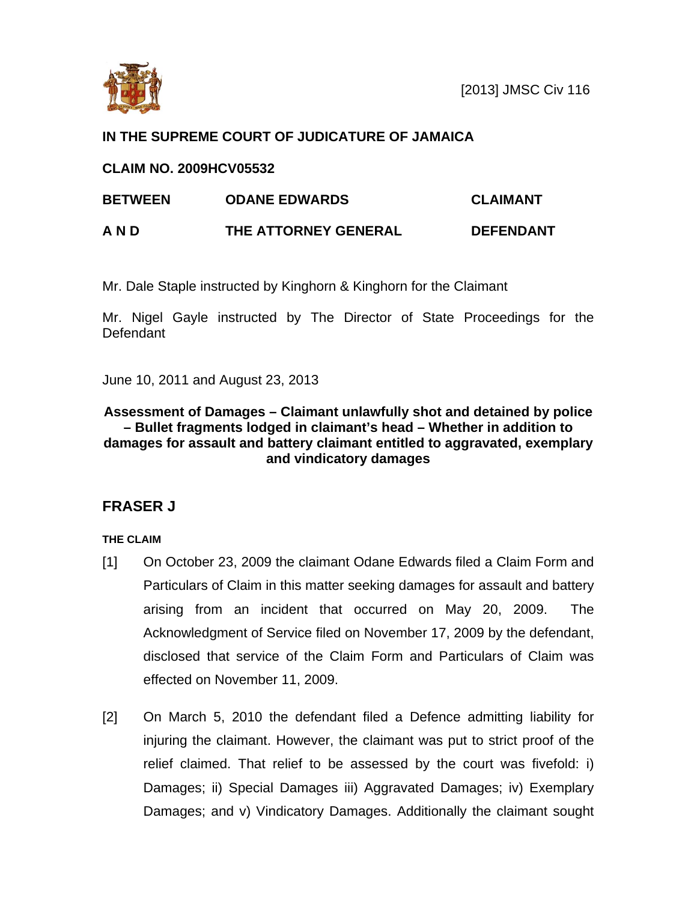[2013] JMSC Civ 116

**IN THE SUPREME COURT OF JUDICATURE OF JAMAICA**

**CLAIM NO. 2009HCV05532**

| | | |
|---|---|---|
| **BETWEEN** | **ODANE EDWARDS** | **CLAIMANT** |
| **A N D** | **THE ATTORNEY GENERAL** | **DEFENDANT** |

Mr. Dale Staple instructed by Kinghorn & Kinghorn for the Claimant

Mr. Nigel Gayle instructed by The Director of State Proceedings for the Defendant

June 10, 2011 and August 23, 2013

**Assessment of Damages – Claimant unlawfully shot and detained by police – Bullet fragments lodged in claimant's head – Whether in addition to damages for assault and battery claimant entitled to aggravated, exemplary and vindicatory damages**

## FRASER J

### THE CLAIM

[1] On October 23, 2009 the claimant Odane Edwards filed a Claim Form and Particulars of Claim in this matter seeking damages for assault and battery arising from an incident that occurred on May 20, 2009. The Acknowledgment of Service filed on November 17, 2009 by the defendant, disclosed that service of the Claim Form and Particulars of Claim was effected on November 11, 2009.

[2] On March 5, 2010 the defendant filed a Defence admitting liability for injuring the claimant. However, the claimant was put to strict proof of the relief claimed. That relief to be assessed by the court was fivefold: i) Damages; ii) Special Damages iii) Aggravated Damages; iv) Exemplary Damages; and v) Vindicatory Damages. Additionally the claimant sought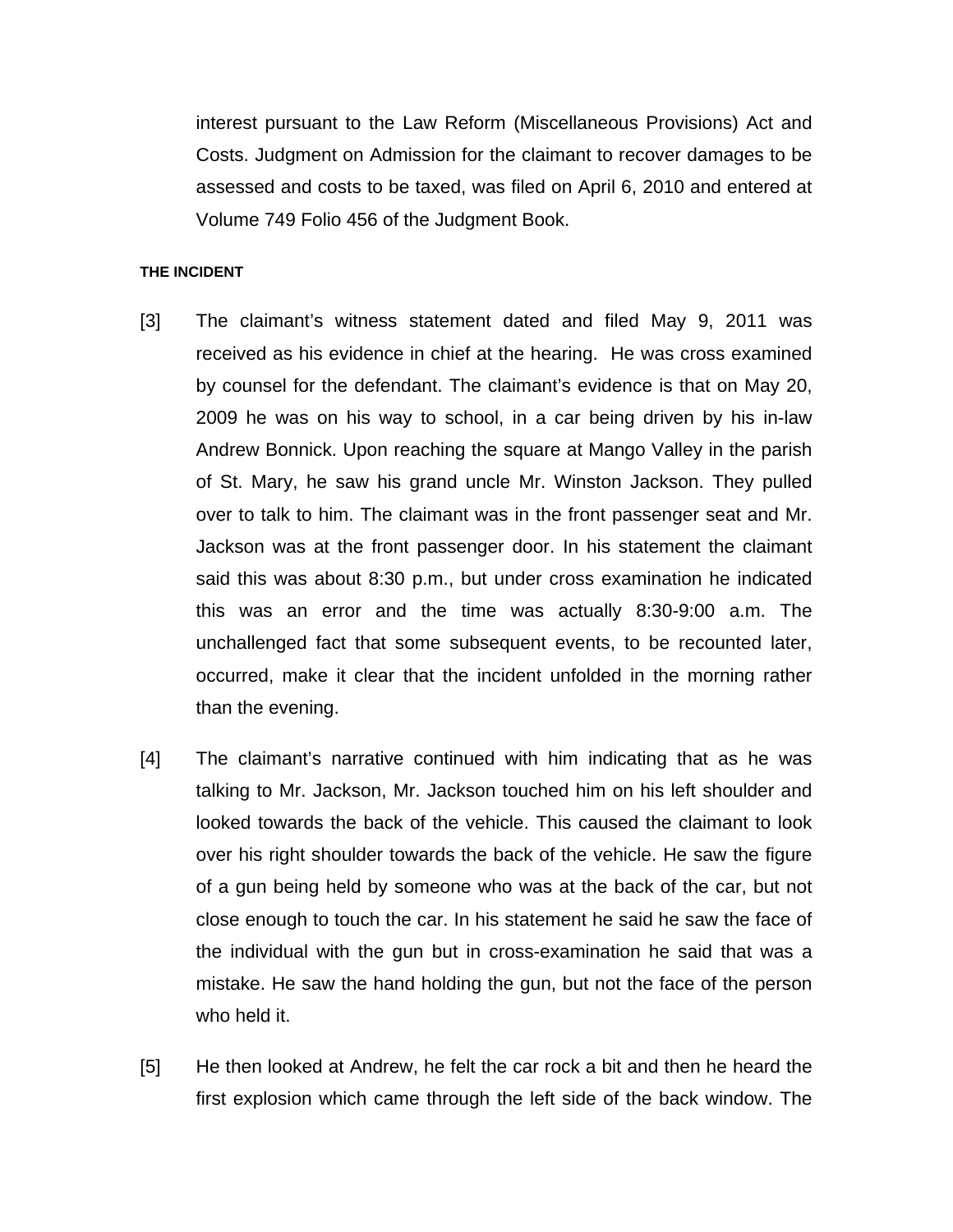interest pursuant to the Law Reform (Miscellaneous Provisions) Act and Costs. Judgment on Admission for the claimant to recover damages to be assessed and costs to be taxed, was filed on April 6, 2010 and entered at Volume 749 Folio 456 of the Judgment Book.

#### THE INCIDENT

[3] The claimant's witness statement dated and filed May 9, 2011 was received as his evidence in chief at the hearing. He was cross examined by counsel for the defendant. The claimant's evidence is that on May 20, 2009 he was on his way to school, in a car being driven by his in-law Andrew Bonnick. Upon reaching the square at Mango Valley in the parish of St. Mary, he saw his grand uncle Mr. Winston Jackson. They pulled over to talk to him. The claimant was in the front passenger seat and Mr. Jackson was at the front passenger door. In his statement the claimant said this was about 8:30 p.m., but under cross examination he indicated this was an error and the time was actually 8:30-9:00 a.m. The unchallenged fact that some subsequent events, to be recounted later, occurred, make it clear that the incident unfolded in the morning rather than the evening.

[4] The claimant's narrative continued with him indicating that as he was talking to Mr. Jackson, Mr. Jackson touched him on his left shoulder and looked towards the back of the vehicle. This caused the claimant to look over his right shoulder towards the back of the vehicle. He saw the figure of a gun being held by someone who was at the back of the car, but not close enough to touch the car. In his statement he said he saw the face of the individual with the gun but in cross-examination he said that was a mistake. He saw the hand holding the gun, but not the face of the person who held it.

[5] He then looked at Andrew, he felt the car rock a bit and then he heard the first explosion which came through the left side of the back window. The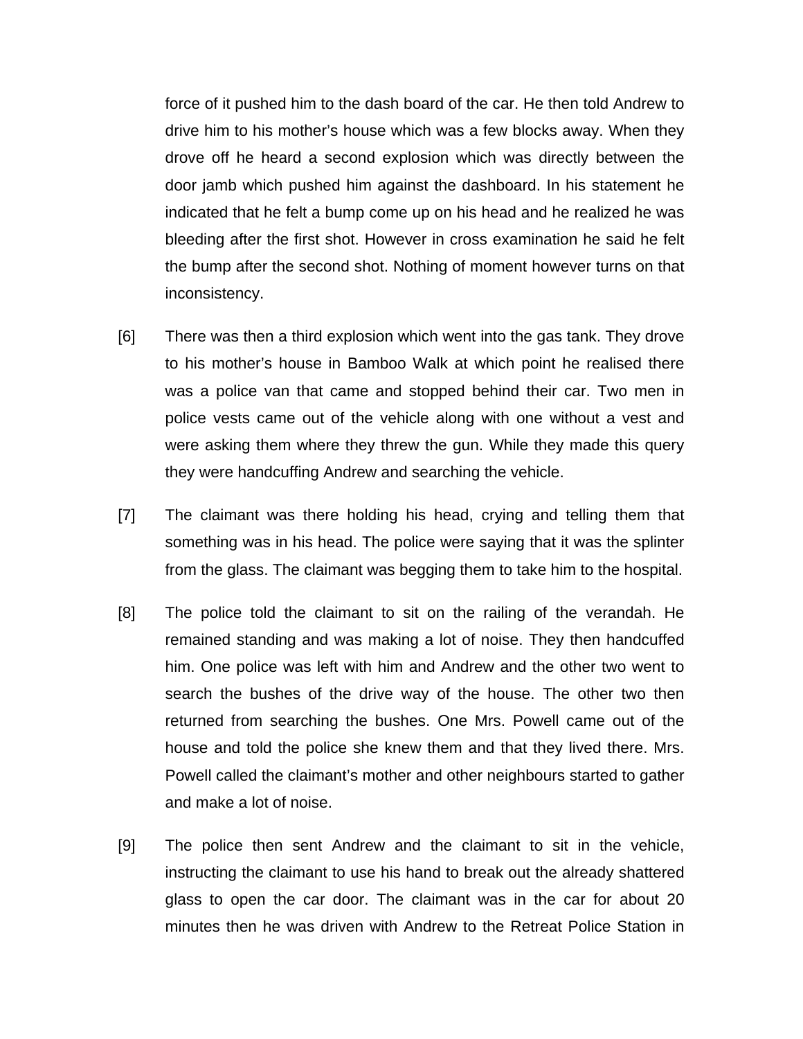force of it pushed him to the dash board of the car. He then told Andrew to drive him to his mother's house which was a few blocks away. When they drove off he heard a second explosion which was directly between the door jamb which pushed him against the dashboard. In his statement he indicated that he felt a bump come up on his head and he realized he was bleeding after the first shot. However in cross examination he said he felt the bump after the second shot. Nothing of moment however turns on that inconsistency.

[6] There was then a third explosion which went into the gas tank. They drove to his mother's house in Bamboo Walk at which point he realised there was a police van that came and stopped behind their car. Two men in police vests came out of the vehicle along with one without a vest and were asking them where they threw the gun. While they made this query they were handcuffing Andrew and searching the vehicle.

[7] The claimant was there holding his head, crying and telling them that something was in his head. The police were saying that it was the splinter from the glass. The claimant was begging them to take him to the hospital.

[8] The police told the claimant to sit on the railing of the verandah. He remained standing and was making a lot of noise. They then handcuffed him. One police was left with him and Andrew and the other two went to search the bushes of the drive way of the house. The other two then returned from searching the bushes. One Mrs. Powell came out of the house and told the police she knew them and that they lived there. Mrs. Powell called the claimant's mother and other neighbours started to gather and make a lot of noise.

[9] The police then sent Andrew and the claimant to sit in the vehicle, instructing the claimant to use his hand to break out the already shattered glass to open the car door. The claimant was in the car for about 20 minutes then he was driven with Andrew to the Retreat Police Station in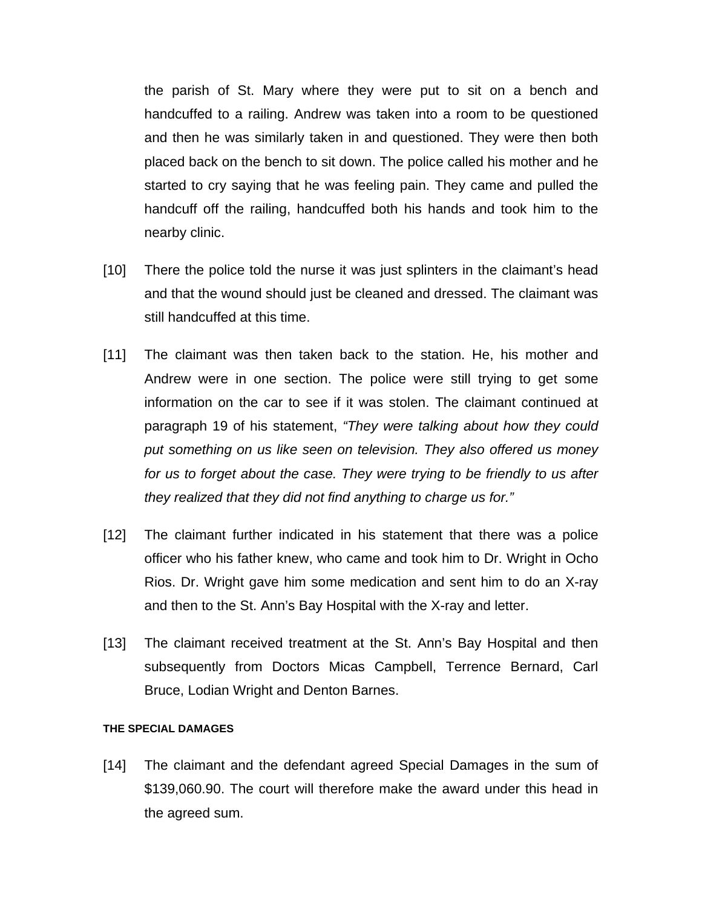the parish of St. Mary where they were put to sit on a bench and handcuffed to a railing. Andrew was taken into a room to be questioned and then he was similarly taken in and questioned. They were then both placed back on the bench to sit down. The police called his mother and he started to cry saying that he was feeling pain. They came and pulled the handcuff off the railing, handcuffed both his hands and took him to the nearby clinic.

[10] There the police told the nurse it was just splinters in the claimant's head and that the wound should just be cleaned and dressed. The claimant was still handcuffed at this time.

[11] The claimant was then taken back to the station. He, his mother and Andrew were in one section. The police were still trying to get some information on the car to see if it was stolen. The claimant continued at paragraph 19 of his statement, *"They were talking about how they could put something on us like seen on television. They also offered us money for us to forget about the case. They were trying to be friendly to us after they realized that they did not find anything to charge us for."*

[12] The claimant further indicated in his statement that there was a police officer who his father knew, who came and took him to Dr. Wright in Ocho Rios. Dr. Wright gave him some medication and sent him to do an X-ray and then to the St. Ann's Bay Hospital with the X-ray and letter.

[13] The claimant received treatment at the St. Ann's Bay Hospital and then subsequently from Doctors Micas Campbell, Terrence Bernard, Carl Bruce, Lodian Wright and Denton Barnes.

**THE SPECIAL DAMAGES**

[14] The claimant and the defendant agreed Special Damages in the sum of $139,060.90. The court will therefore make the award under this head in the agreed sum.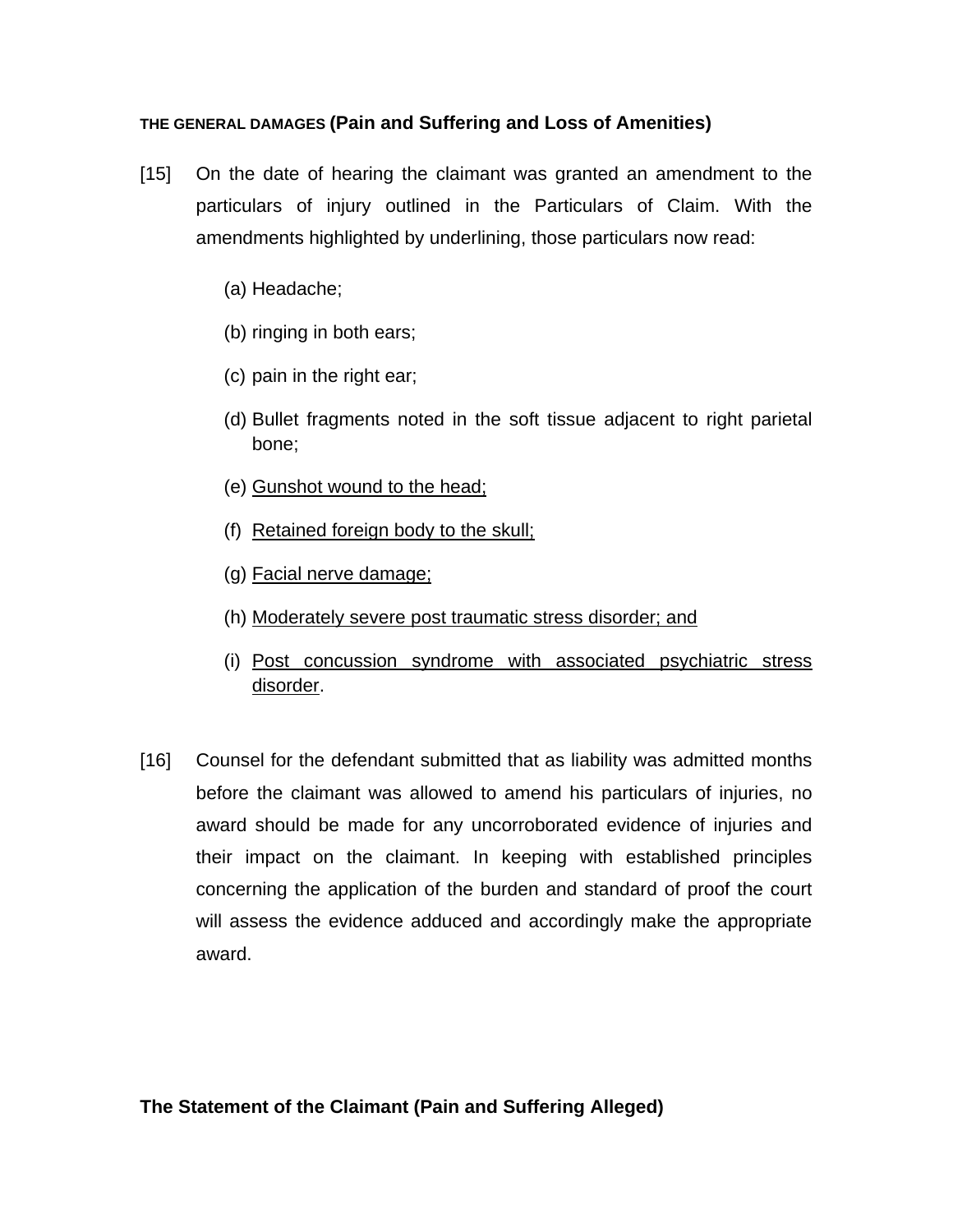**THE GENERAL DAMAGES (Pain and Suffering and Loss of Amenities)**

[15] On the date of hearing the claimant was granted an amendment to the particulars of injury outlined in the Particulars of Claim. With the amendments highlighted by underlining, those particulars now read:

(a) Headache;

(b) ringing in both ears;

(c) pain in the right ear;

(d) Bullet fragments noted in the soft tissue adjacent to right parietal bone;

(e) <u>Gunshot wound to the head;</u>

(f) <u>Retained foreign body to the skull;</u>

(g) <u>Facial nerve damage;</u>

(h) <u>Moderately severe post traumatic stress disorder; and</u>

(i) <u>Post concussion syndrome with associated psychiatric stress disorder</u>.

[16] Counsel for the defendant submitted that as liability was admitted months before the claimant was allowed to amend his particulars of injuries, no award should be made for any uncorroborated evidence of injuries and their impact on the claimant. In keeping with established principles concerning the application of the burden and standard of proof the court will assess the evidence adduced and accordingly make the appropriate award.

**The Statement of the Claimant (Pain and Suffering Alleged)**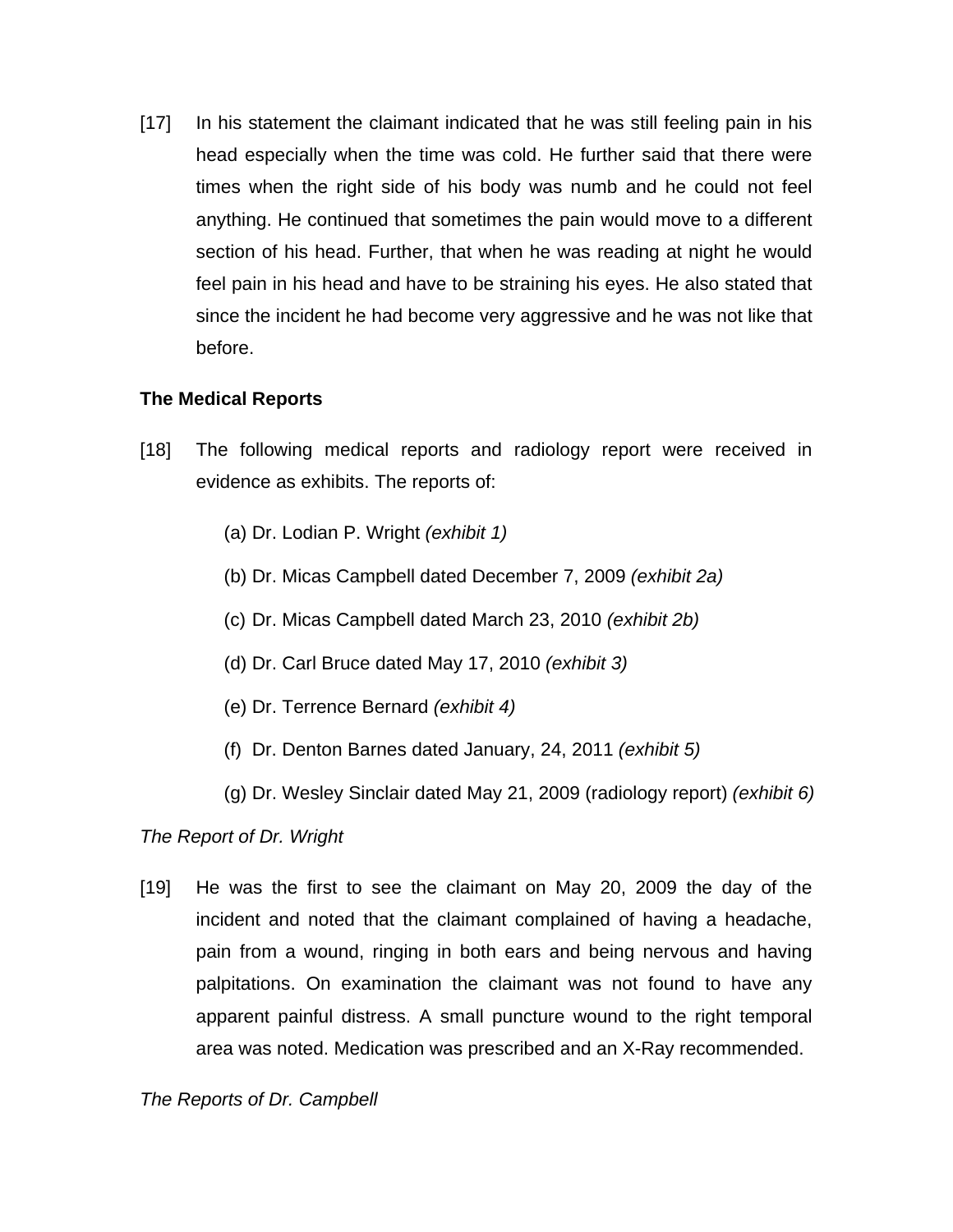[17] In his statement the claimant indicated that he was still feeling pain in his head especially when the time was cold. He further said that there were times when the right side of his body was numb and he could not feel anything. He continued that sometimes the pain would move to a different section of his head. Further, that when he was reading at night he would feel pain in his head and have to be straining his eyes. He also stated that since the incident he had become very aggressive and he was not like that before.

**The Medical Reports**

[18] The following medical reports and radiology report were received in evidence as exhibits. The reports of:

(a) Dr. Lodian P. Wright *(exhibit 1)*

(b) Dr. Micas Campbell dated December 7, 2009 *(exhibit 2a)*

(c) Dr. Micas Campbell dated March 23, 2010 *(exhibit 2b)*

(d) Dr. Carl Bruce dated May 17, 2010 *(exhibit 3)*

(e) Dr. Terrence Bernard *(exhibit 4)*

(f) Dr. Denton Barnes dated January, 24, 2011 *(exhibit 5)*

(g) Dr. Wesley Sinclair dated May 21, 2009 (radiology report) *(exhibit 6)*

*The Report of Dr. Wright*

[19] He was the first to see the claimant on May 20, 2009 the day of the incident and noted that the claimant complained of having a headache, pain from a wound, ringing in both ears and being nervous and having palpitations. On examination the claimant was not found to have any apparent painful distress. A small puncture wound to the right temporal area was noted. Medication was prescribed and an X-Ray recommended.

*The Reports of Dr. Campbell*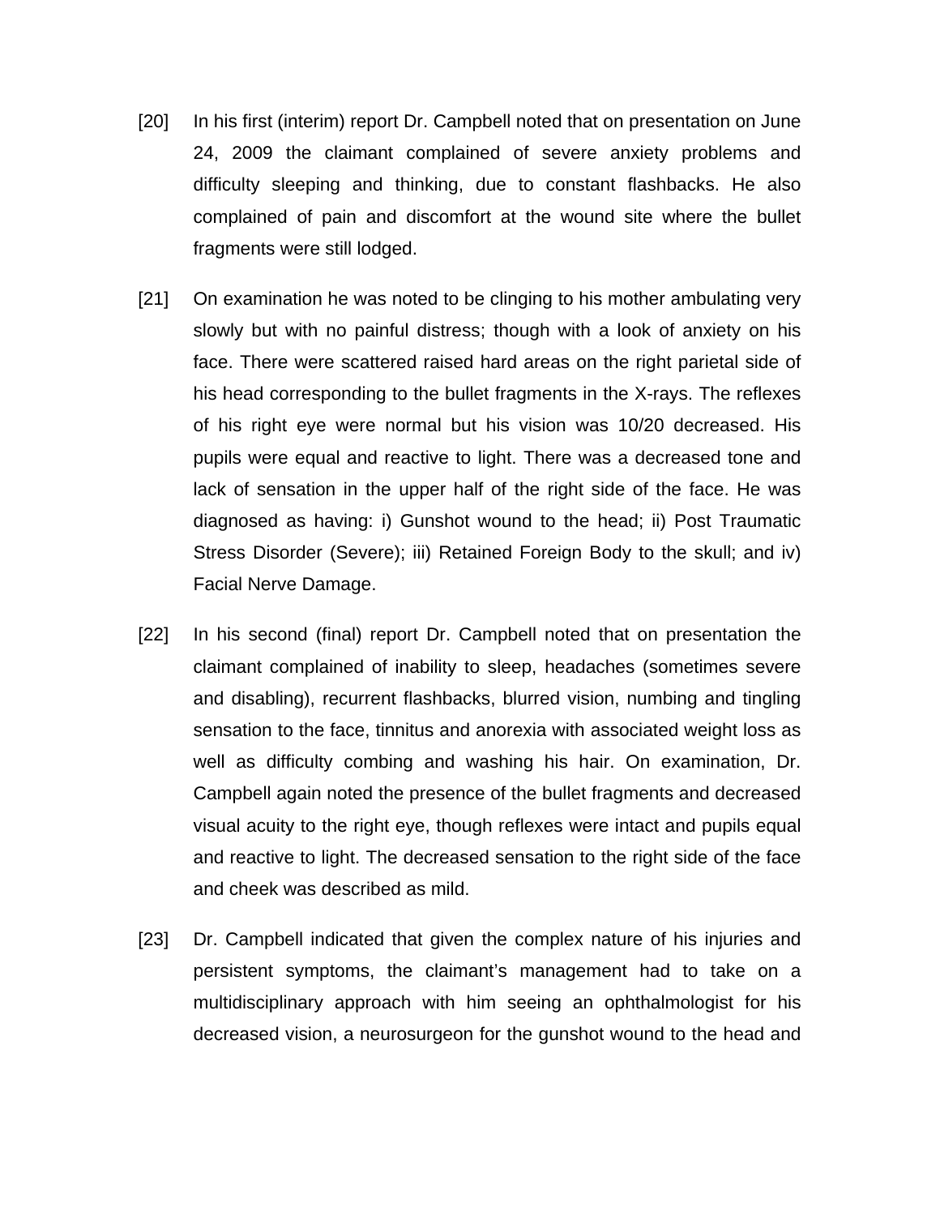[20] In his first (interim) report Dr. Campbell noted that on presentation on June 24, 2009 the claimant complained of severe anxiety problems and difficulty sleeping and thinking, due to constant flashbacks. He also complained of pain and discomfort at the wound site where the bullet fragments were still lodged.

[21] On examination he was noted to be clinging to his mother ambulating very slowly but with no painful distress; though with a look of anxiety on his face. There were scattered raised hard areas on the right parietal side of his head corresponding to the bullet fragments in the X-rays. The reflexes of his right eye were normal but his vision was 10/20 decreased. His pupils were equal and reactive to light. There was a decreased tone and lack of sensation in the upper half of the right side of the face. He was diagnosed as having: i) Gunshot wound to the head; ii) Post Traumatic Stress Disorder (Severe); iii) Retained Foreign Body to the skull; and iv) Facial Nerve Damage.

[22] In his second (final) report Dr. Campbell noted that on presentation the claimant complained of inability to sleep, headaches (sometimes severe and disabling), recurrent flashbacks, blurred vision, numbing and tingling sensation to the face, tinnitus and anorexia with associated weight loss as well as difficulty combing and washing his hair. On examination, Dr. Campbell again noted the presence of the bullet fragments and decreased visual acuity to the right eye, though reflexes were intact and pupils equal and reactive to light. The decreased sensation to the right side of the face and cheek was described as mild.

[23] Dr. Campbell indicated that given the complex nature of his injuries and persistent symptoms, the claimant's management had to take on a multidisciplinary approach with him seeing an ophthalmologist for his decreased vision, a neurosurgeon for the gunshot wound to the head and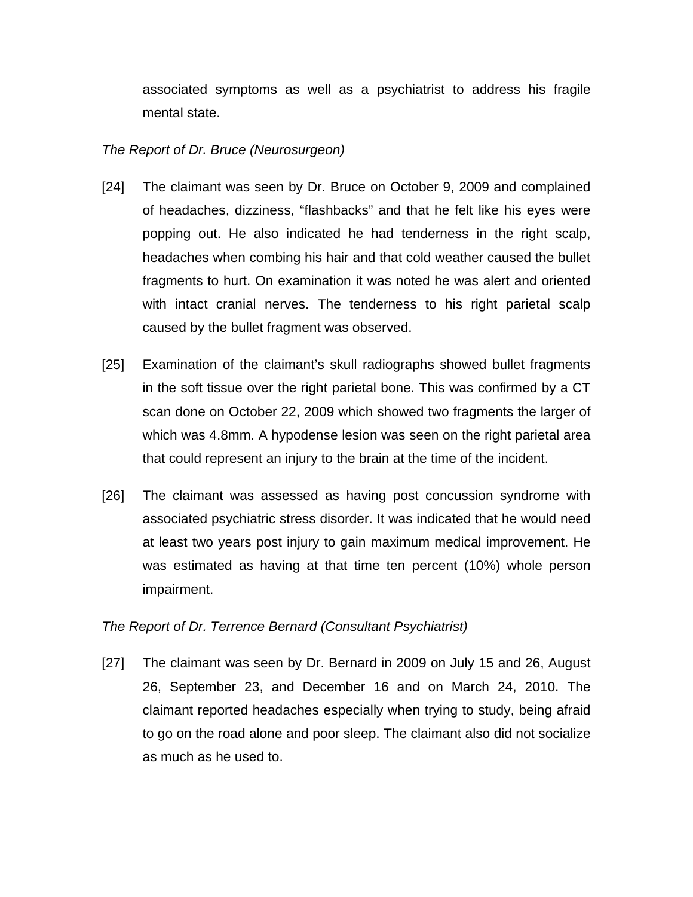associated symptoms as well as a psychiatrist to address his fragile mental state.

*The Report of Dr. Bruce (Neurosurgeon)*

[24] The claimant was seen by Dr. Bruce on October 9, 2009 and complained of headaches, dizziness, “flashbacks” and that he felt like his eyes were popping out. He also indicated he had tenderness in the right scalp, headaches when combing his hair and that cold weather caused the bullet fragments to hurt. On examination it was noted he was alert and oriented with intact cranial nerves. The tenderness to his right parietal scalp caused by the bullet fragment was observed.

[25] Examination of the claimant’s skull radiographs showed bullet fragments in the soft tissue over the right parietal bone. This was confirmed by a CT scan done on October 22, 2009 which showed two fragments the larger of which was 4.8mm. A hypodense lesion was seen on the right parietal area that could represent an injury to the brain at the time of the incident.

[26] The claimant was assessed as having post concussion syndrome with associated psychiatric stress disorder. It was indicated that he would need at least two years post injury to gain maximum medical improvement. He was estimated as having at that time ten percent (10%) whole person impairment.

*The Report of Dr. Terrence Bernard (Consultant Psychiatrist)*

[27] The claimant was seen by Dr. Bernard in 2009 on July 15 and 26, August 26, September 23, and December 16 and on March 24, 2010. The claimant reported headaches especially when trying to study, being afraid to go on the road alone and poor sleep. The claimant also did not socialize as much as he used to.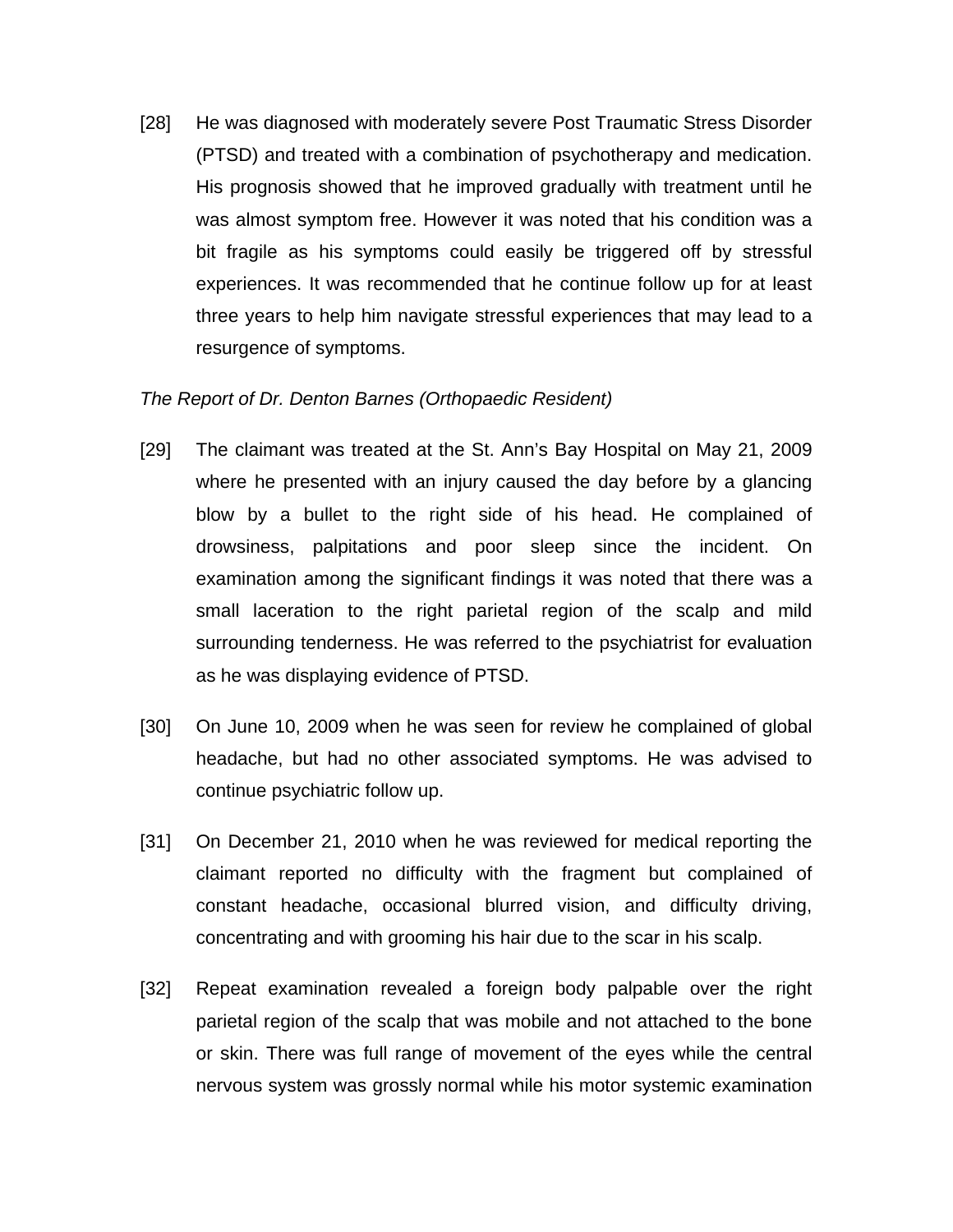[28] He was diagnosed with moderately severe Post Traumatic Stress Disorder (PTSD) and treated with a combination of psychotherapy and medication. His prognosis showed that he improved gradually with treatment until he was almost symptom free. However it was noted that his condition was a bit fragile as his symptoms could easily be triggered off by stressful experiences. It was recommended that he continue follow up for at least three years to help him navigate stressful experiences that may lead to a resurgence of symptoms.

*The Report of Dr. Denton Barnes (Orthopaedic Resident)*

[29] The claimant was treated at the St. Ann's Bay Hospital on May 21, 2009 where he presented with an injury caused the day before by a glancing blow by a bullet to the right side of his head. He complained of drowsiness, palpitations and poor sleep since the incident. On examination among the significant findings it was noted that there was a small laceration to the right parietal region of the scalp and mild surrounding tenderness. He was referred to the psychiatrist for evaluation as he was displaying evidence of PTSD.

[30] On June 10, 2009 when he was seen for review he complained of global headache, but had no other associated symptoms. He was advised to continue psychiatric follow up.

[31] On December 21, 2010 when he was reviewed for medical reporting the claimant reported no difficulty with the fragment but complained of constant headache, occasional blurred vision, and difficulty driving, concentrating and with grooming his hair due to the scar in his scalp.

[32] Repeat examination revealed a foreign body palpable over the right parietal region of the scalp that was mobile and not attached to the bone or skin. There was full range of movement of the eyes while the central nervous system was grossly normal while his motor systemic examination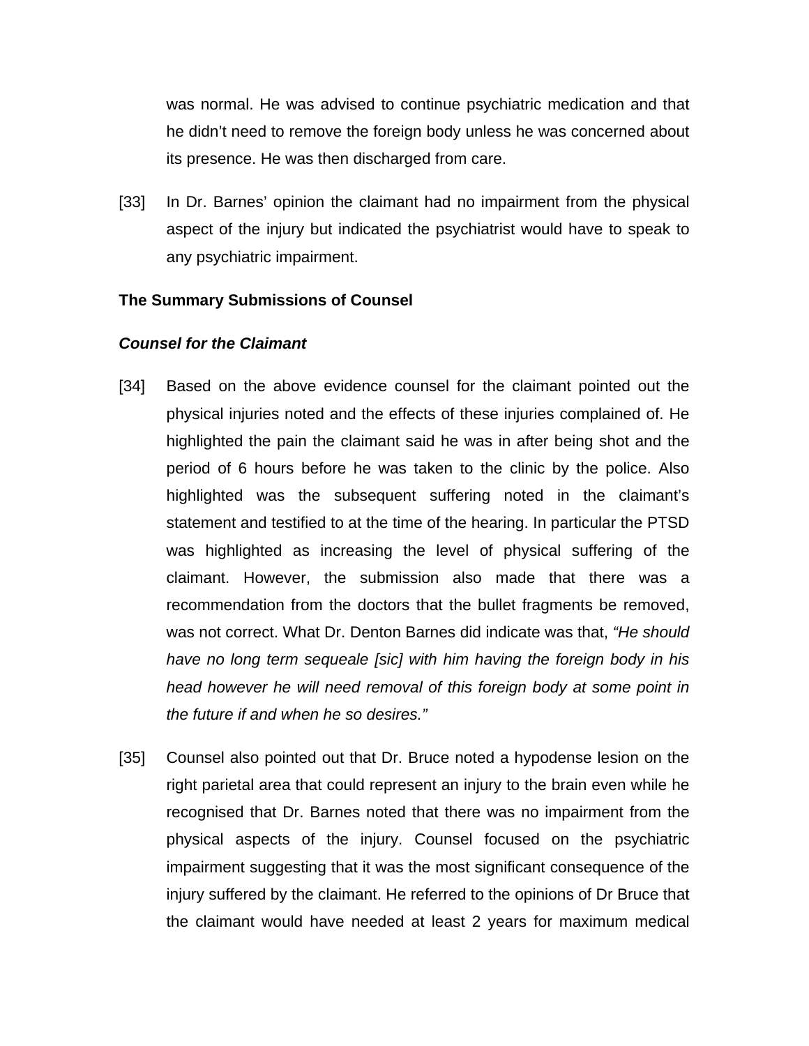was normal. He was advised to continue psychiatric medication and that he didn't need to remove the foreign body unless he was concerned about its presence. He was then discharged from care.

[33] In Dr. Barnes' opinion the claimant had no impairment from the physical aspect of the injury but indicated the psychiatrist would have to speak to any psychiatric impairment.

**The Summary Submissions of Counsel**

***Counsel for the Claimant***

[34] Based on the above evidence counsel for the claimant pointed out the physical injuries noted and the effects of these injuries complained of. He highlighted the pain the claimant said he was in after being shot and the period of 6 hours before he was taken to the clinic by the police. Also highlighted was the subsequent suffering noted in the claimant's statement and testified to at the time of the hearing. In particular the PTSD was highlighted as increasing the level of physical suffering of the claimant. However, the submission also made that there was a recommendation from the doctors that the bullet fragments be removed, was not correct. What Dr. Denton Barnes did indicate was that, *"He should have no long term sequeale [sic] with him having the foreign body in his head however he will need removal of this foreign body at some point in the future if and when he so desires."*

[35] Counsel also pointed out that Dr. Bruce noted a hypodense lesion on the right parietal area that could represent an injury to the brain even while he recognised that Dr. Barnes noted that there was no impairment from the physical aspects of the injury. Counsel focused on the psychiatric impairment suggesting that it was the most significant consequence of the injury suffered by the claimant. He referred to the opinions of Dr Bruce that the claimant would have needed at least 2 years for maximum medical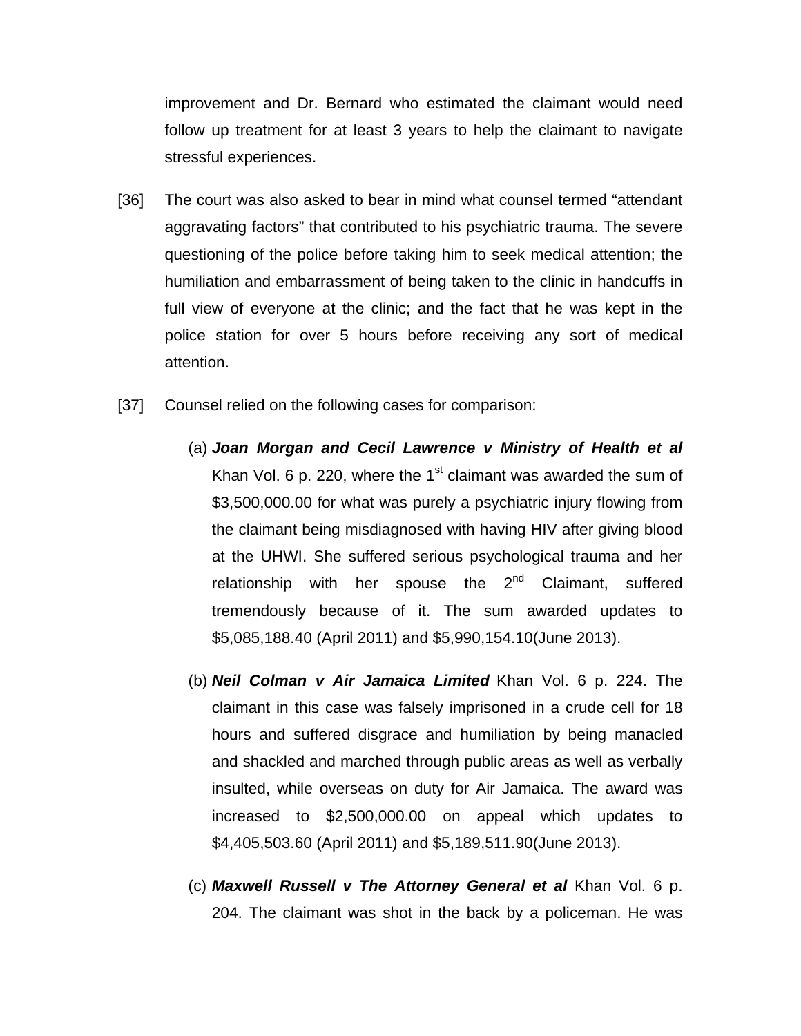improvement and Dr. Bernard who estimated the claimant would need follow up treatment for at least 3 years to help the claimant to navigate stressful experiences.

[36] The court was also asked to bear in mind what counsel termed "attendant aggravating factors" that contributed to his psychiatric trauma. The severe questioning of the police before taking him to seek medical attention; the humiliation and embarrassment of being taken to the clinic in handcuffs in full view of everyone at the clinic; and the fact that he was kept in the police station for over 5 hours before receiving any sort of medical attention.

[37] Counsel relied on the following cases for comparison:

(a) ***Joan Morgan and Cecil Lawrence v Ministry of Health et al*** Khan Vol. 6 p. 220, where the 1st claimant was awarded the sum of $3,500,000.00 for what was purely a psychiatric injury flowing from the claimant being misdiagnosed with having HIV after giving blood at the UHWI. She suffered serious psychological trauma and her relationship with her spouse the 2nd Claimant, suffered tremendously because of it. The sum awarded updates to $5,085,188.40 (April 2011) and $5,990,154.10(June 2013).

(b) ***Neil Colman v Air Jamaica Limited*** Khan Vol. 6 p. 224. The claimant in this case was falsely imprisoned in a crude cell for 18 hours and suffered disgrace and humiliation by being manacled and shackled and marched through public areas as well as verbally insulted, while overseas on duty for Air Jamaica. The award was increased to $2,500,000.00 on appeal which updates to $4,405,503.60 (April 2011) and $5,189,511.90(June 2013).

(c) ***Maxwell Russell v The Attorney General et al*** Khan Vol. 6 p. 204. The claimant was shot in the back by a policeman. He was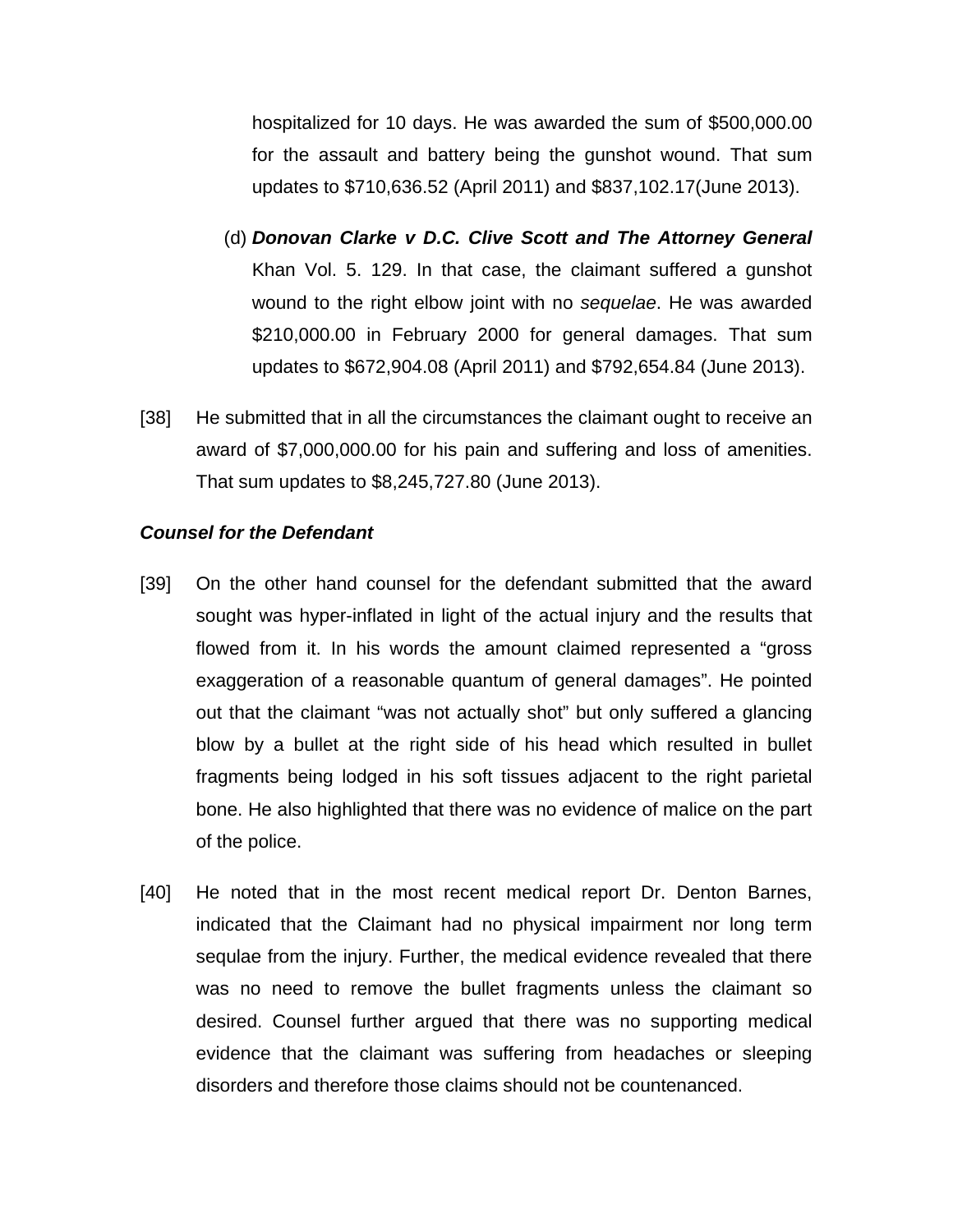hospitalized for 10 days. He was awarded the sum of $500,000.00 for the assault and battery being the gunshot wound. That sum updates to $710,636.52 (April 2011) and $837,102.17(June 2013).

(d) ***Donovan Clarke v D.C. Clive Scott and The Attorney General*** Khan Vol. 5. 129. In that case, the claimant suffered a gunshot wound to the right elbow joint with no *sequelae*. He was awarded $210,000.00 in February 2000 for general damages. That sum updates to $672,904.08 (April 2011) and $792,654.84 (June 2013).

[38] He submitted that in all the circumstances the claimant ought to receive an award of $7,000,000.00 for his pain and suffering and loss of amenities. That sum updates to $8,245,727.80 (June 2013).

***Counsel for the Defendant***

[39] On the other hand counsel for the defendant submitted that the award sought was hyper-inflated in light of the actual injury and the results that flowed from it. In his words the amount claimed represented a "gross exaggeration of a reasonable quantum of general damages". He pointed out that the claimant "was not actually shot" but only suffered a glancing blow by a bullet at the right side of his head which resulted in bullet fragments being lodged in his soft tissues adjacent to the right parietal bone. He also highlighted that there was no evidence of malice on the part of the police.

[40] He noted that in the most recent medical report Dr. Denton Barnes, indicated that the Claimant had no physical impairment nor long term sequlae from the injury. Further, the medical evidence revealed that there was no need to remove the bullet fragments unless the claimant so desired. Counsel further argued that there was no supporting medical evidence that the claimant was suffering from headaches or sleeping disorders and therefore those claims should not be countenanced.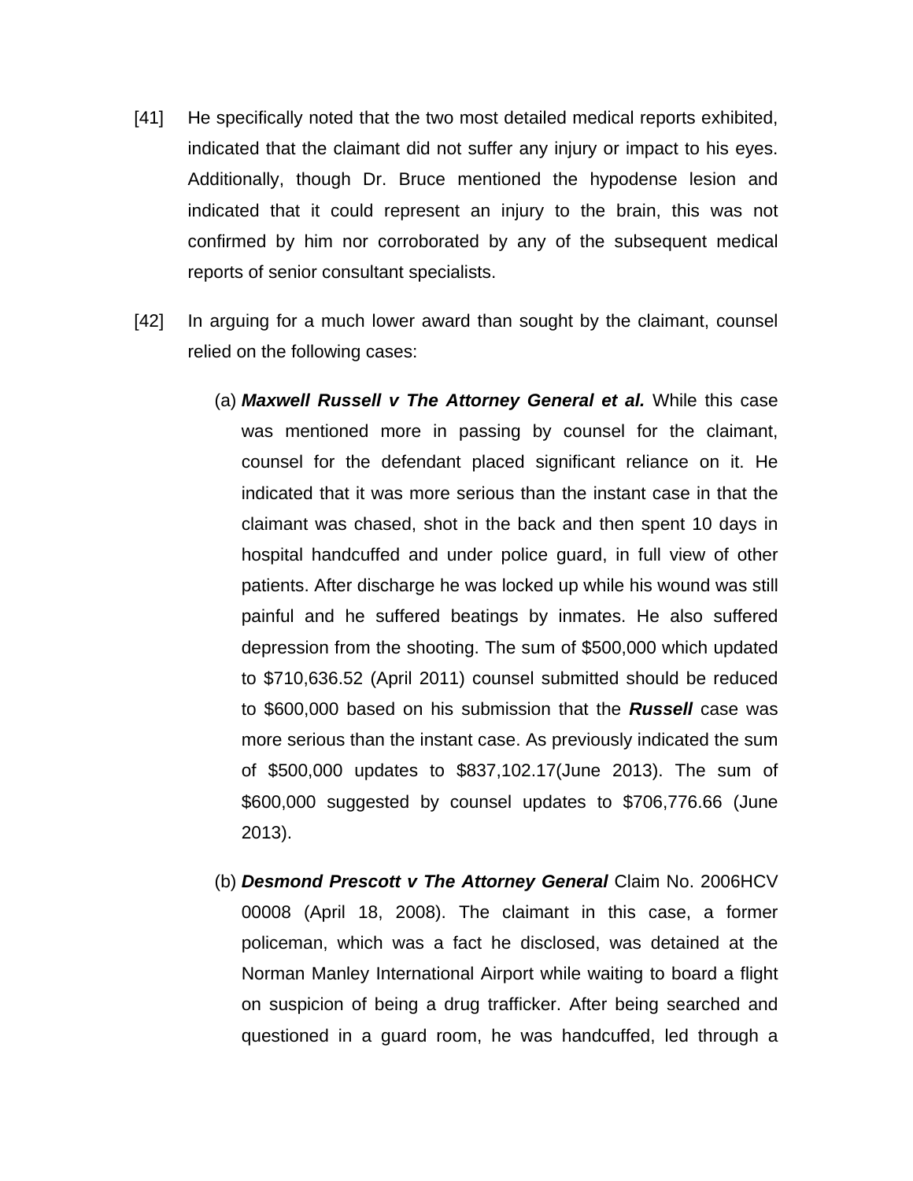[41] He specifically noted that the two most detailed medical reports exhibited, indicated that the claimant did not suffer any injury or impact to his eyes. Additionally, though Dr. Bruce mentioned the hypodense lesion and indicated that it could represent an injury to the brain, this was not confirmed by him nor corroborated by any of the subsequent medical reports of senior consultant specialists.

[42] In arguing for a much lower award than sought by the claimant, counsel relied on the following cases:

(a) ***Maxwell Russell v The Attorney General et al.*** While this case was mentioned more in passing by counsel for the claimant, counsel for the defendant placed significant reliance on it. He indicated that it was more serious than the instant case in that the claimant was chased, shot in the back and then spent 10 days in hospital handcuffed and under police guard, in full view of other patients. After discharge he was locked up while his wound was still painful and he suffered beatings by inmates. He also suffered depression from the shooting. The sum of $500,000 which updated to $710,636.52 (April 2011) counsel submitted should be reduced to $600,000 based on his submission that the ***Russell*** case was more serious than the instant case. As previously indicated the sum of $500,000 updates to $837,102.17(June 2013). The sum of $600,000 suggested by counsel updates to $706,776.66 (June 2013).

(b) ***Desmond Prescott v The Attorney General*** Claim No. 2006HCV 00008 (April 18, 2008). The claimant in this case, a former policeman, which was a fact he disclosed, was detained at the Norman Manley International Airport while waiting to board a flight on suspicion of being a drug trafficker. After being searched and questioned in a guard room, he was handcuffed, led through a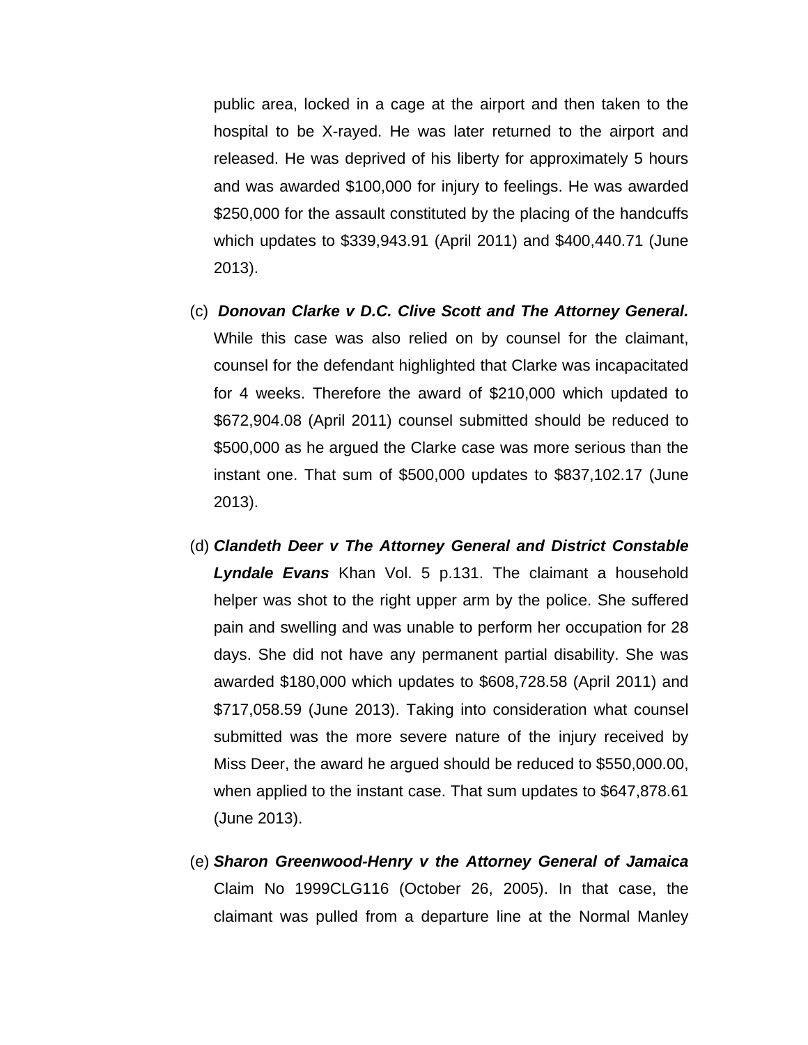public area, locked in a cage at the airport and then taken to the hospital to be X-rayed. He was later returned to the airport and released. He was deprived of his liberty for approximately 5 hours and was awarded $100,000 for injury to feelings. He was awarded $250,000 for the assault constituted by the placing of the handcuffs which updates to $339,943.91 (April 2011) and $400,440.71 (June 2013).

(c) ***Donovan Clarke v D.C. Clive Scott and The Attorney General.*** While this case was also relied on by counsel for the claimant, counsel for the defendant highlighted that Clarke was incapacitated for 4 weeks. Therefore the award of $210,000 which updated to $672,904.08 (April 2011) counsel submitted should be reduced to $500,000 as he argued the Clarke case was more serious than the instant one. That sum of $500,000 updates to $837,102.17 (June 2013).

(d) ***Clandeth Deer v The Attorney General and District Constable Lyndale Evans*** Khan Vol. 5 p.131. The claimant a household helper was shot to the right upper arm by the police. She suffered pain and swelling and was unable to perform her occupation for 28 days. She did not have any permanent partial disability. She was awarded $180,000 which updates to $608,728.58 (April 2011) and $717,058.59 (June 2013). Taking into consideration what counsel submitted was the more severe nature of the injury received by Miss Deer, the award he argued should be reduced to $550,000.00, when applied to the instant case. That sum updates to $647,878.61 (June 2013).

(e) ***Sharon Greenwood-Henry v the Attorney General of Jamaica*** Claim No 1999CLG116 (October 26, 2005). In that case, the claimant was pulled from a departure line at the Normal Manley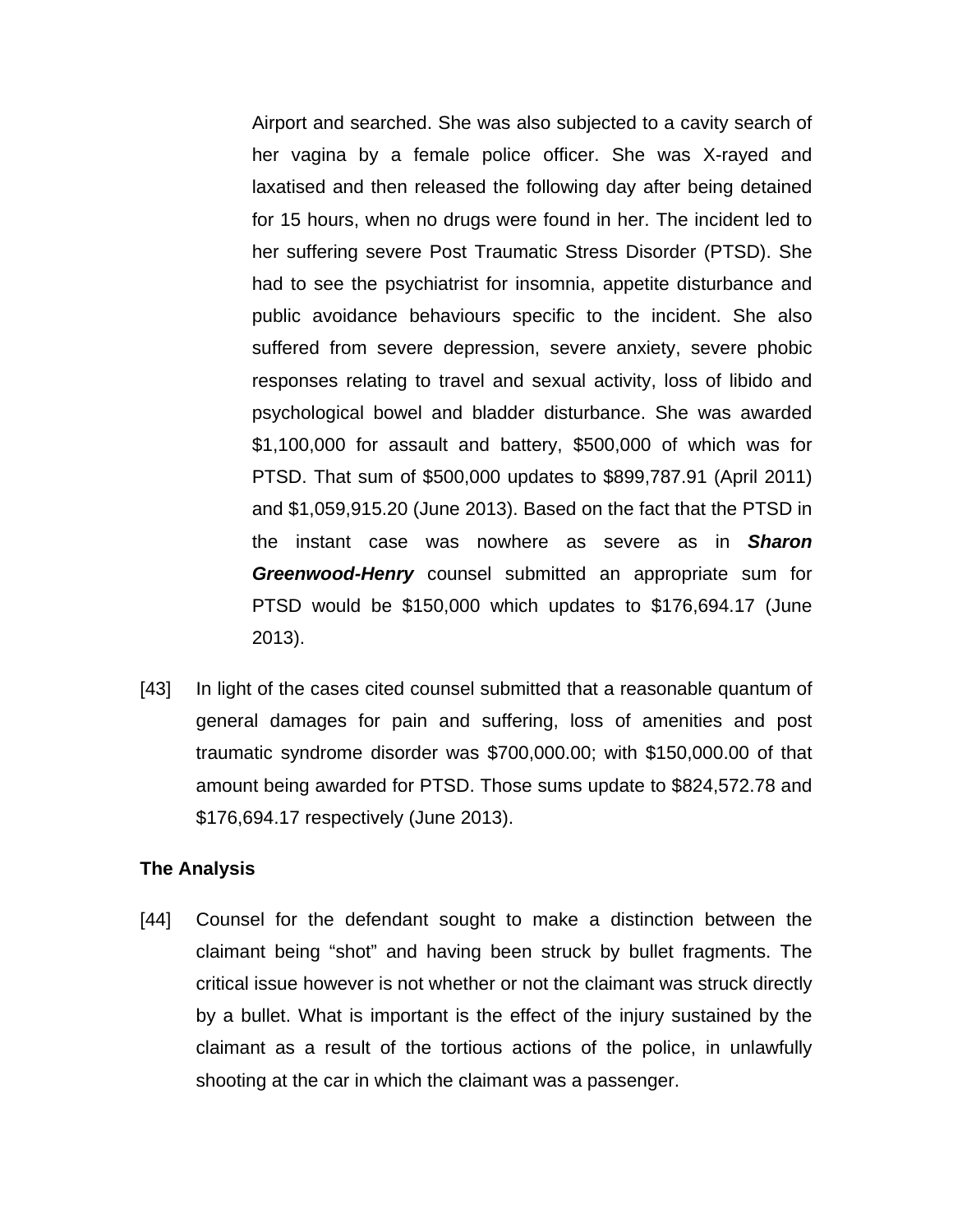Airport and searched. She was also subjected to a cavity search of her vagina by a female police officer. She was X-rayed and laxatised and then released the following day after being detained for 15 hours, when no drugs were found in her. The incident led to her suffering severe Post Traumatic Stress Disorder (PTSD). She had to see the psychiatrist for insomnia, appetite disturbance and public avoidance behaviours specific to the incident. She also suffered from severe depression, severe anxiety, severe phobic responses relating to travel and sexual activity, loss of libido and psychological bowel and bladder disturbance. She was awarded $1,100,000 for assault and battery, $500,000 of which was for PTSD. That sum of $500,000 updates to $899,787.91 (April 2011) and $1,059,915.20 (June 2013). Based on the fact that the PTSD in the instant case was nowhere as severe as in ***Sharon Greenwood-Henry*** counsel submitted an appropriate sum for PTSD would be $150,000 which updates to $176,694.17 (June 2013).

[43] In light of the cases cited counsel submitted that a reasonable quantum of general damages for pain and suffering, loss of amenities and post traumatic syndrome disorder was $700,000.00; with $150,000.00 of that amount being awarded for PTSD. Those sums update to $824,572.78 and $176,694.17 respectively (June 2013).

**The Analysis**

[44] Counsel for the defendant sought to make a distinction between the claimant being "shot" and having been struck by bullet fragments. The critical issue however is not whether or not the claimant was struck directly by a bullet. What is important is the effect of the injury sustained by the claimant as a result of the tortious actions of the police, in unlawfully shooting at the car in which the claimant was a passenger.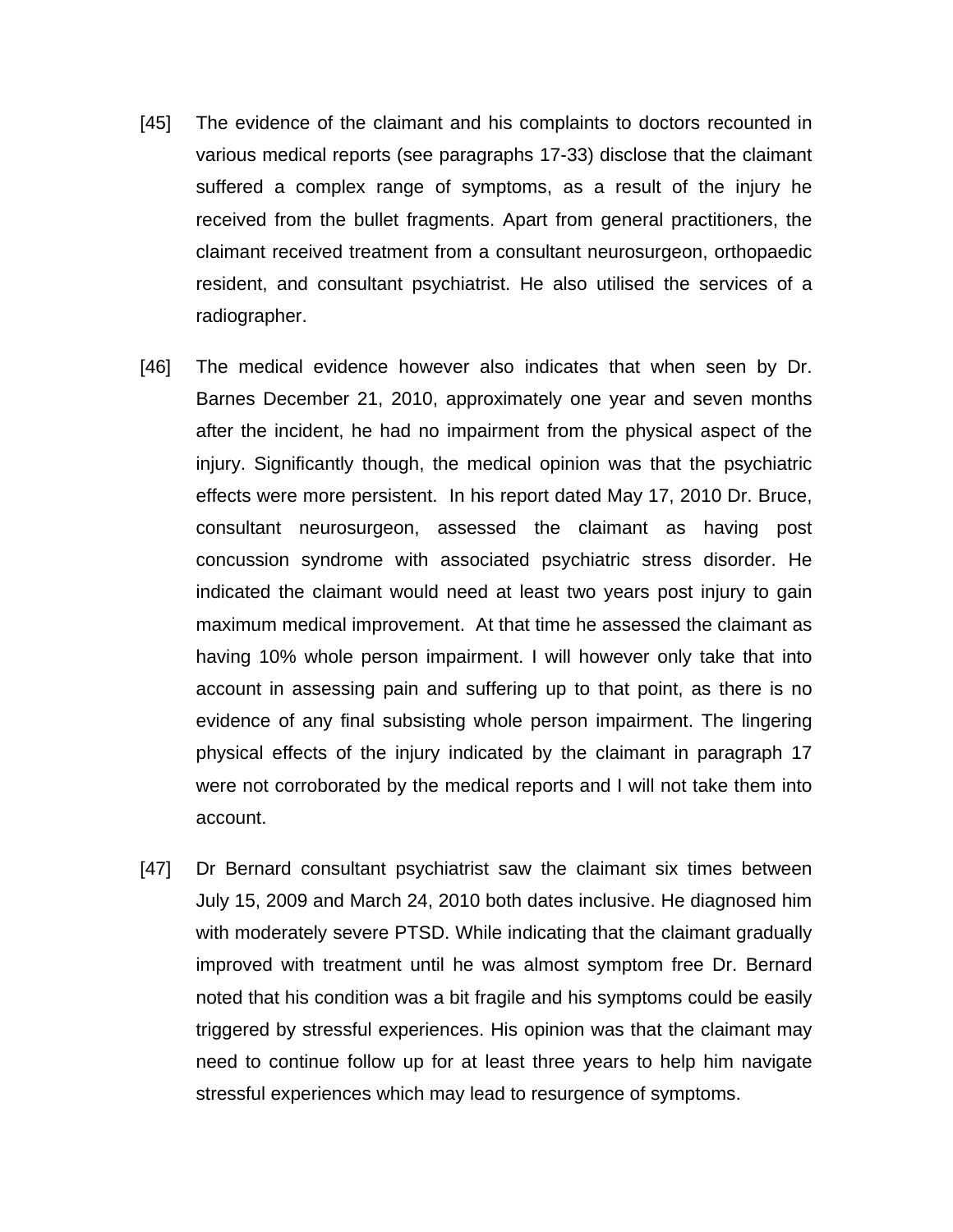[45] The evidence of the claimant and his complaints to doctors recounted in various medical reports (see paragraphs 17-33) disclose that the claimant suffered a complex range of symptoms, as a result of the injury he received from the bullet fragments. Apart from general practitioners, the claimant received treatment from a consultant neurosurgeon, orthopaedic resident, and consultant psychiatrist. He also utilised the services of a radiographer.

[46] The medical evidence however also indicates that when seen by Dr. Barnes December 21, 2010, approximately one year and seven months after the incident, he had no impairment from the physical aspect of the injury. Significantly though, the medical opinion was that the psychiatric effects were more persistent. In his report dated May 17, 2010 Dr. Bruce, consultant neurosurgeon, assessed the claimant as having post concussion syndrome with associated psychiatric stress disorder. He indicated the claimant would need at least two years post injury to gain maximum medical improvement. At that time he assessed the claimant as having 10% whole person impairment. I will however only take that into account in assessing pain and suffering up to that point, as there is no evidence of any final subsisting whole person impairment. The lingering physical effects of the injury indicated by the claimant in paragraph 17 were not corroborated by the medical reports and I will not take them into account.

[47] Dr Bernard consultant psychiatrist saw the claimant six times between July 15, 2009 and March 24, 2010 both dates inclusive. He diagnosed him with moderately severe PTSD. While indicating that the claimant gradually improved with treatment until he was almost symptom free Dr. Bernard noted that his condition was a bit fragile and his symptoms could be easily triggered by stressful experiences. His opinion was that the claimant may need to continue follow up for at least three years to help him navigate stressful experiences which may lead to resurgence of symptoms.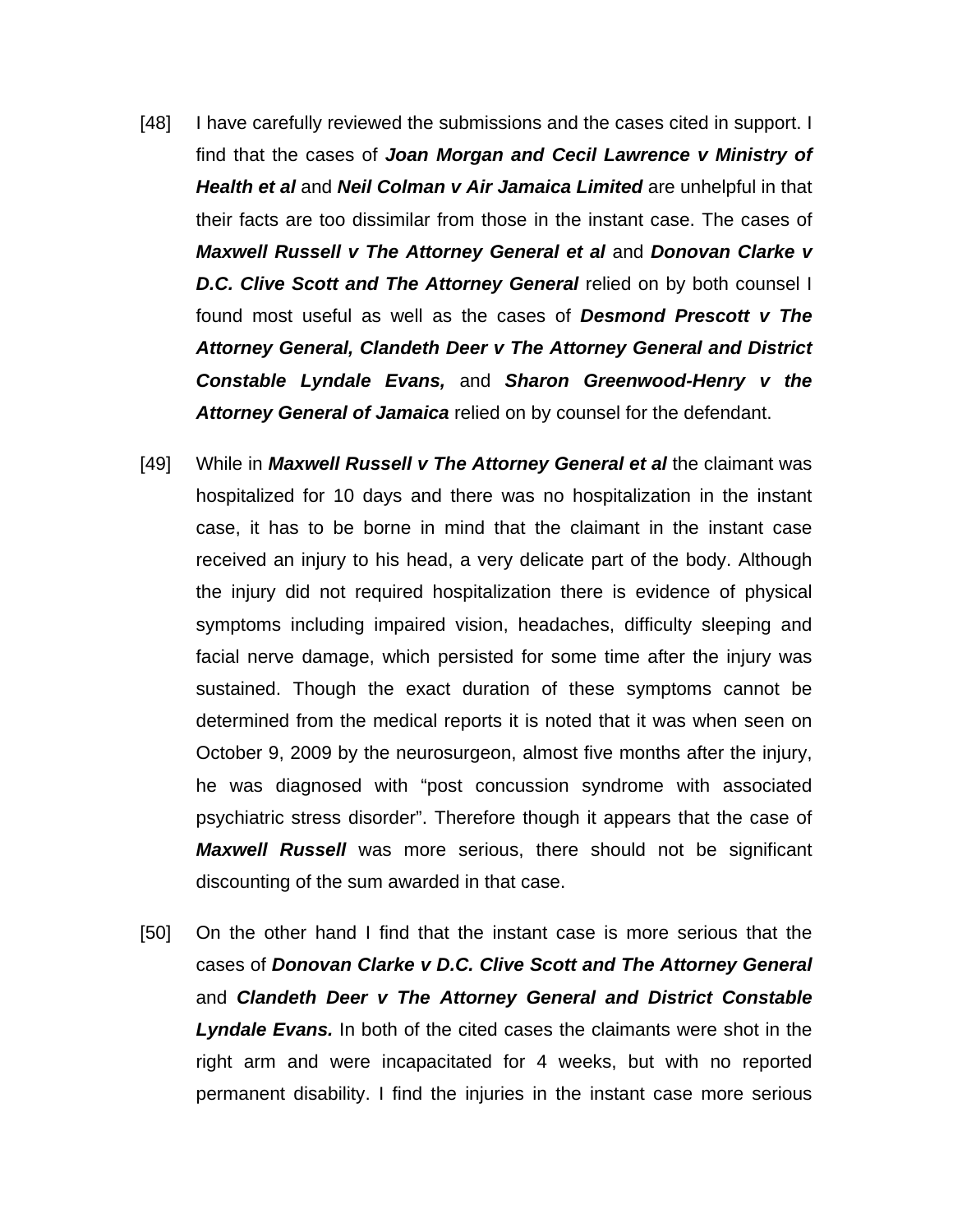[48] I have carefully reviewed the submissions and the cases cited in support. I find that the cases of ***Joan Morgan and Cecil Lawrence v Ministry of Health et al*** and ***Neil Colman v Air Jamaica Limited*** are unhelpful in that their facts are too dissimilar from those in the instant case. The cases of ***Maxwell Russell v The Attorney General et al*** and ***Donovan Clarke v D.C. Clive Scott and The Attorney General*** relied on by both counsel I found most useful as well as the cases of ***Desmond Prescott v The Attorney General, Clandeth Deer v The Attorney General and District Constable Lyndale Evans,*** and ***Sharon Greenwood-Henry v the Attorney General of Jamaica*** relied on by counsel for the defendant.

[49] While in ***Maxwell Russell v The Attorney General et al*** the claimant was hospitalized for 10 days and there was no hospitalization in the instant case, it has to be borne in mind that the claimant in the instant case received an injury to his head, a very delicate part of the body. Although the injury did not required hospitalization there is evidence of physical symptoms including impaired vision, headaches, difficulty sleeping and facial nerve damage, which persisted for some time after the injury was sustained. Though the exact duration of these symptoms cannot be determined from the medical reports it is noted that it was when seen on October 9, 2009 by the neurosurgeon, almost five months after the injury, he was diagnosed with "post concussion syndrome with associated psychiatric stress disorder". Therefore though it appears that the case of ***Maxwell Russell*** was more serious, there should not be significant discounting of the sum awarded in that case.

[50] On the other hand I find that the instant case is more serious that the cases of ***Donovan Clarke v D.C. Clive Scott and The Attorney General*** and ***Clandeth Deer v The Attorney General and District Constable Lyndale Evans.*** In both of the cited cases the claimants were shot in the right arm and were incapacitated for 4 weeks, but with no reported permanent disability. I find the injuries in the instant case more serious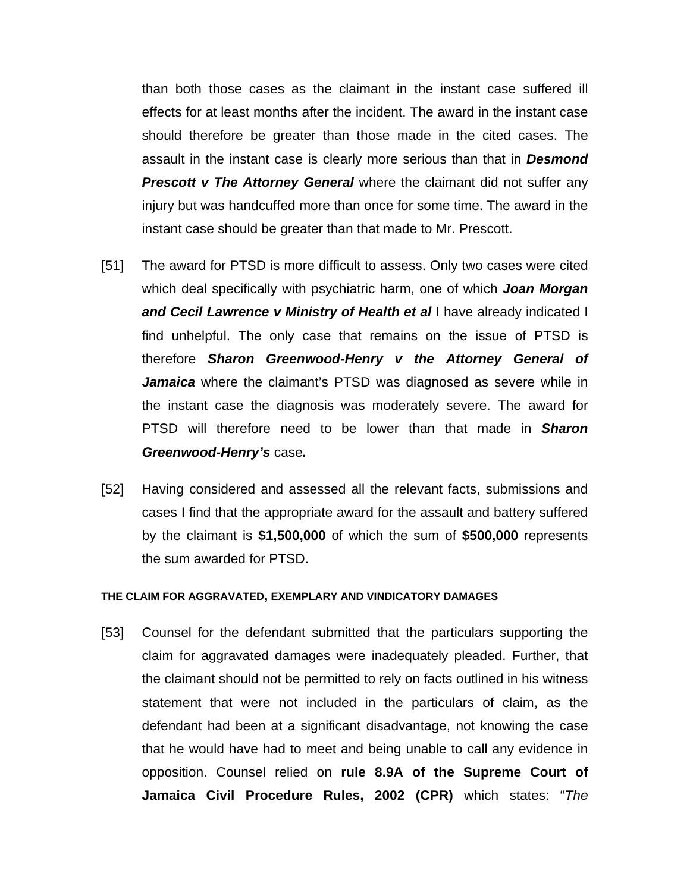than both those cases as the claimant in the instant case suffered ill effects for at least months after the incident. The award in the instant case should therefore be greater than those made in the cited cases. The assault in the instant case is clearly more serious than that in ***Desmond Prescott v The Attorney General*** where the claimant did not suffer any injury but was handcuffed more than once for some time. The award in the instant case should be greater than that made to Mr. Prescott.

[51] The award for PTSD is more difficult to assess. Only two cases were cited which deal specifically with psychiatric harm, one of which ***Joan Morgan and Cecil Lawrence v Ministry of Health et al*** I have already indicated I find unhelpful. The only case that remains on the issue of PTSD is therefore ***Sharon Greenwood-Henry v the Attorney General of Jamaica*** where the claimant's PTSD was diagnosed as severe while in the instant case the diagnosis was moderately severe. The award for PTSD will therefore need to be lower than that made in ***Sharon Greenwood-Henry's*** case***.***

[52] Having considered and assessed all the relevant facts, submissions and cases I find that the appropriate award for the assault and battery suffered by the claimant is **$1,500,000** of which the sum of **$500,000** represents the sum awarded for PTSD.

#### THE CLAIM FOR AGGRAVATED, EXEMPLARY AND VINDICATORY DAMAGES

[53] Counsel for the defendant submitted that the particulars supporting the claim for aggravated damages were inadequately pleaded. Further, that the claimant should not be permitted to rely on facts outlined in his witness statement that were not included in the particulars of claim, as the defendant had been at a significant disadvantage, not knowing the case that he would have had to meet and being unable to call any evidence in opposition. Counsel relied on **rule 8.9A of the Supreme Court of Jamaica Civil Procedure Rules, 2002 (CPR)** which states: "*The*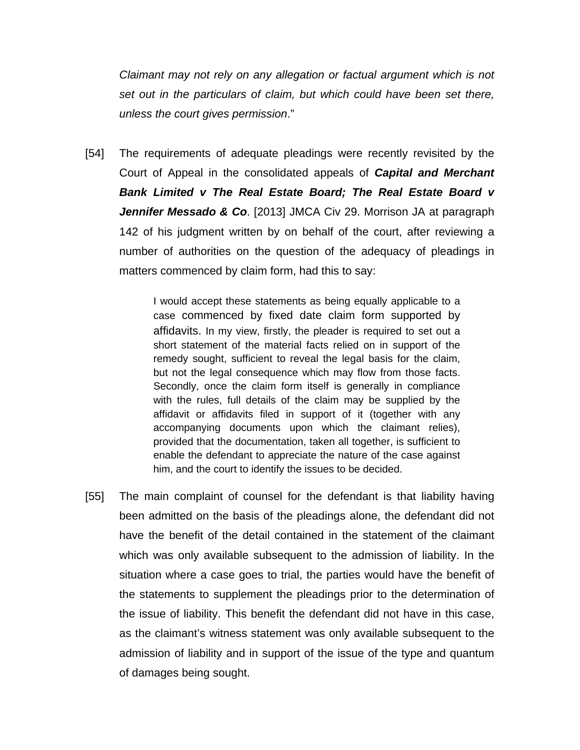*Claimant may not rely on any allegation or factual argument which is not set out in the particulars of claim, but which could have been set there, unless the court gives permission*."

[54] The requirements of adequate pleadings were recently revisited by the Court of Appeal in the consolidated appeals of ***Capital and Merchant Bank Limited v The Real Estate Board; The Real Estate Board v Jennifer Messado & Co***. [2013] JMCA Civ 29. Morrison JA at paragraph 142 of his judgment written by on behalf of the court, after reviewing a number of authorities on the question of the adequacy of pleadings in matters commenced by claim form, had this to say:

> I would accept these statements as being equally applicable to a case commenced by fixed date claim form supported by affidavits. In my view, firstly, the pleader is required to set out a short statement of the material facts relied on in support of the remedy sought, sufficient to reveal the legal basis for the claim, but not the legal consequence which may flow from those facts. Secondly, once the claim form itself is generally in compliance with the rules, full details of the claim may be supplied by the affidavit or affidavits filed in support of it (together with any accompanying documents upon which the claimant relies), provided that the documentation, taken all together, is sufficient to enable the defendant to appreciate the nature of the case against him, and the court to identify the issues to be decided.

[55] The main complaint of counsel for the defendant is that liability having been admitted on the basis of the pleadings alone, the defendant did not have the benefit of the detail contained in the statement of the claimant which was only available subsequent to the admission of liability. In the situation where a case goes to trial, the parties would have the benefit of the statements to supplement the pleadings prior to the determination of the issue of liability. This benefit the defendant did not have in this case, as the claimant's witness statement was only available subsequent to the admission of liability and in support of the issue of the type and quantum of damages being sought.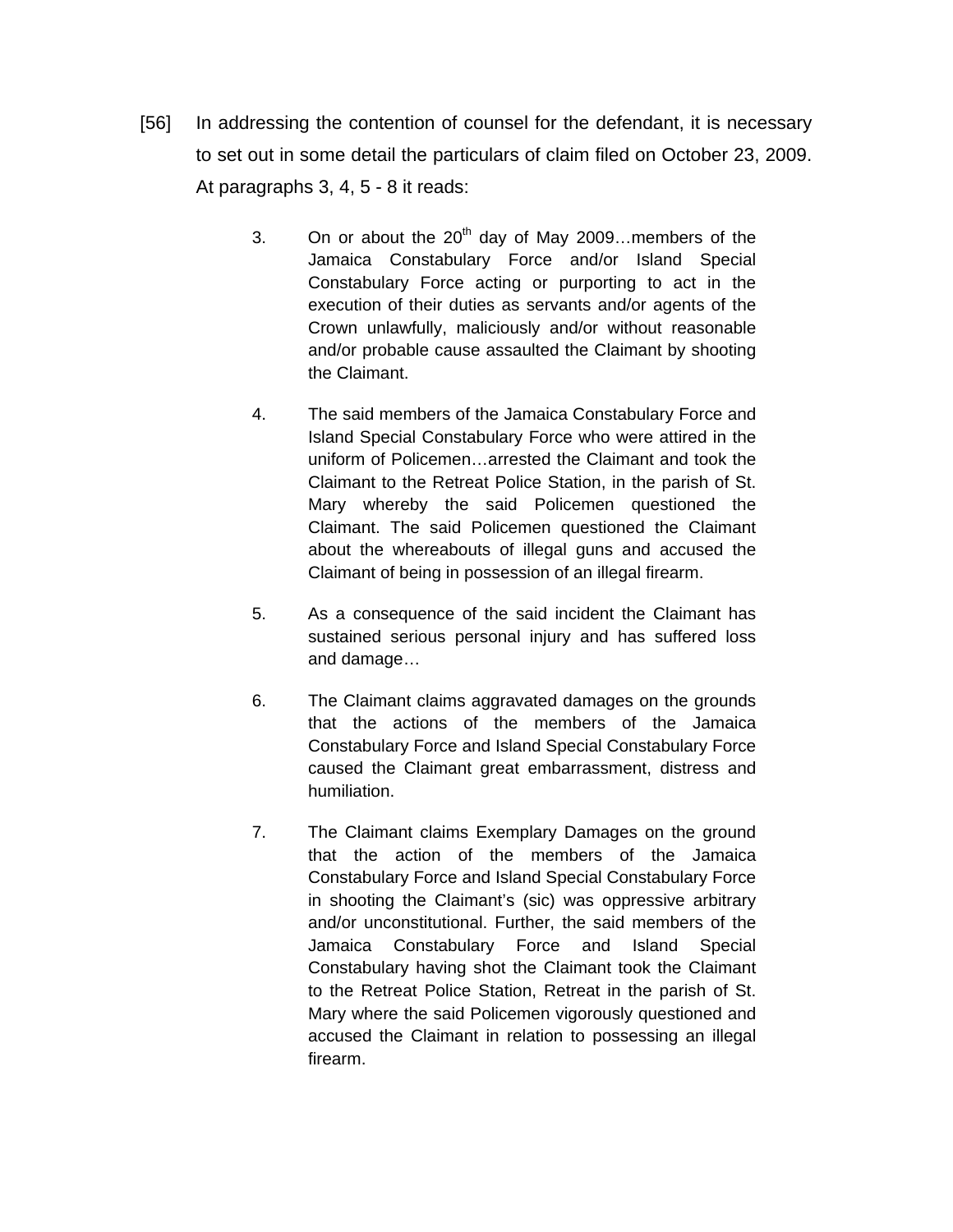[56] In addressing the contention of counsel for the defendant, it is necessary to set out in some detail the particulars of claim filed on October 23, 2009. At paragraphs 3, 4, 5 - 8 it reads:

> 3. On or about the 20th day of May 2009…members of the Jamaica Constabulary Force and/or Island Special Constabulary Force acting or purporting to act in the execution of their duties as servants and/or agents of the Crown unlawfully, maliciously and/or without reasonable and/or probable cause assaulted the Claimant by shooting the Claimant.
>
> 4. The said members of the Jamaica Constabulary Force and Island Special Constabulary Force who were attired in the uniform of Policemen…arrested the Claimant and took the Claimant to the Retreat Police Station, in the parish of St. Mary whereby the said Policemen questioned the Claimant. The said Policemen questioned the Claimant about the whereabouts of illegal guns and accused the Claimant of being in possession of an illegal firearm.
>
> 5. As a consequence of the said incident the Claimant has sustained serious personal injury and has suffered loss and damage…
>
> 6. The Claimant claims aggravated damages on the grounds that the actions of the members of the Jamaica Constabulary Force and Island Special Constabulary Force caused the Claimant great embarrassment, distress and humiliation.
>
> 7. The Claimant claims Exemplary Damages on the ground that the action of the members of the Jamaica Constabulary Force and Island Special Constabulary Force in shooting the Claimant's (sic) was oppressive arbitrary and/or unconstitutional. Further, the said members of the Jamaica Constabulary Force and Island Special Constabulary having shot the Claimant took the Claimant to the Retreat Police Station, Retreat in the parish of St. Mary where the said Policemen vigorously questioned and accused the Claimant in relation to possessing an illegal firearm.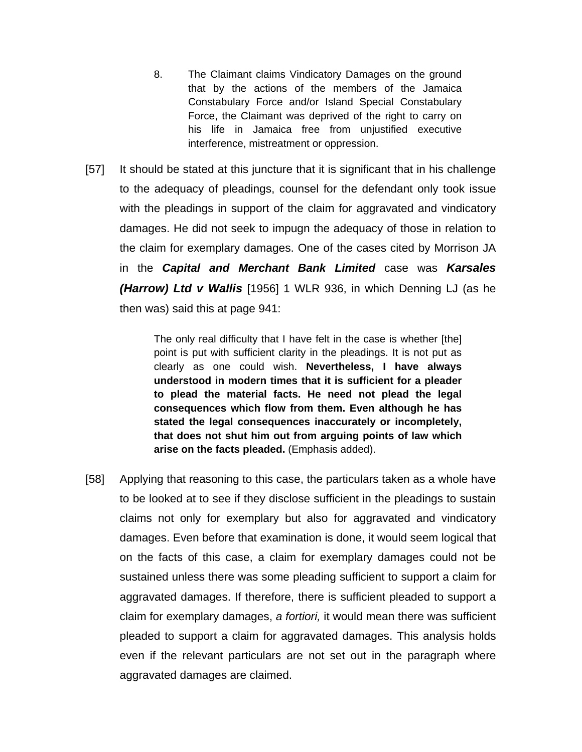> 8. The Claimant claims Vindicatory Damages on the ground that by the actions of the members of the Jamaica Constabulary Force and/or Island Special Constabulary Force, the Claimant was deprived of the right to carry on his life in Jamaica free from unjustified executive interference, mistreatment or oppression.

[57] It should be stated at this juncture that it is significant that in his challenge to the adequacy of pleadings, counsel for the defendant only took issue with the pleadings in support of the claim for aggravated and vindicatory damages. He did not seek to impugn the adequacy of those in relation to the claim for exemplary damages. One of the cases cited by Morrison JA in the ***Capital and Merchant Bank Limited*** case was ***Karsales (Harrow) Ltd v Wallis*** [1956] 1 WLR 936, in which Denning LJ (as he then was) said this at page 941:

> The only real difficulty that I have felt in the case is whether [the] point is put with sufficient clarity in the pleadings. It is not put as clearly as one could wish. **Nevertheless, I have always understood in modern times that it is sufficient for a pleader to plead the material facts. He need not plead the legal consequences which flow from them. Even although he has stated the legal consequences inaccurately or incompletely, that does not shut him out from arguing points of law which arise on the facts pleaded.** (Emphasis added).

[58] Applying that reasoning to this case, the particulars taken as a whole have to be looked at to see if they disclose sufficient in the pleadings to sustain claims not only for exemplary but also for aggravated and vindicatory damages. Even before that examination is done, it would seem logical that on the facts of this case, a claim for exemplary damages could not be sustained unless there was some pleading sufficient to support a claim for aggravated damages. If therefore, there is sufficient pleaded to support a claim for exemplary damages, *a fortiori,* it would mean there was sufficient pleaded to support a claim for aggravated damages. This analysis holds even if the relevant particulars are not set out in the paragraph where aggravated damages are claimed.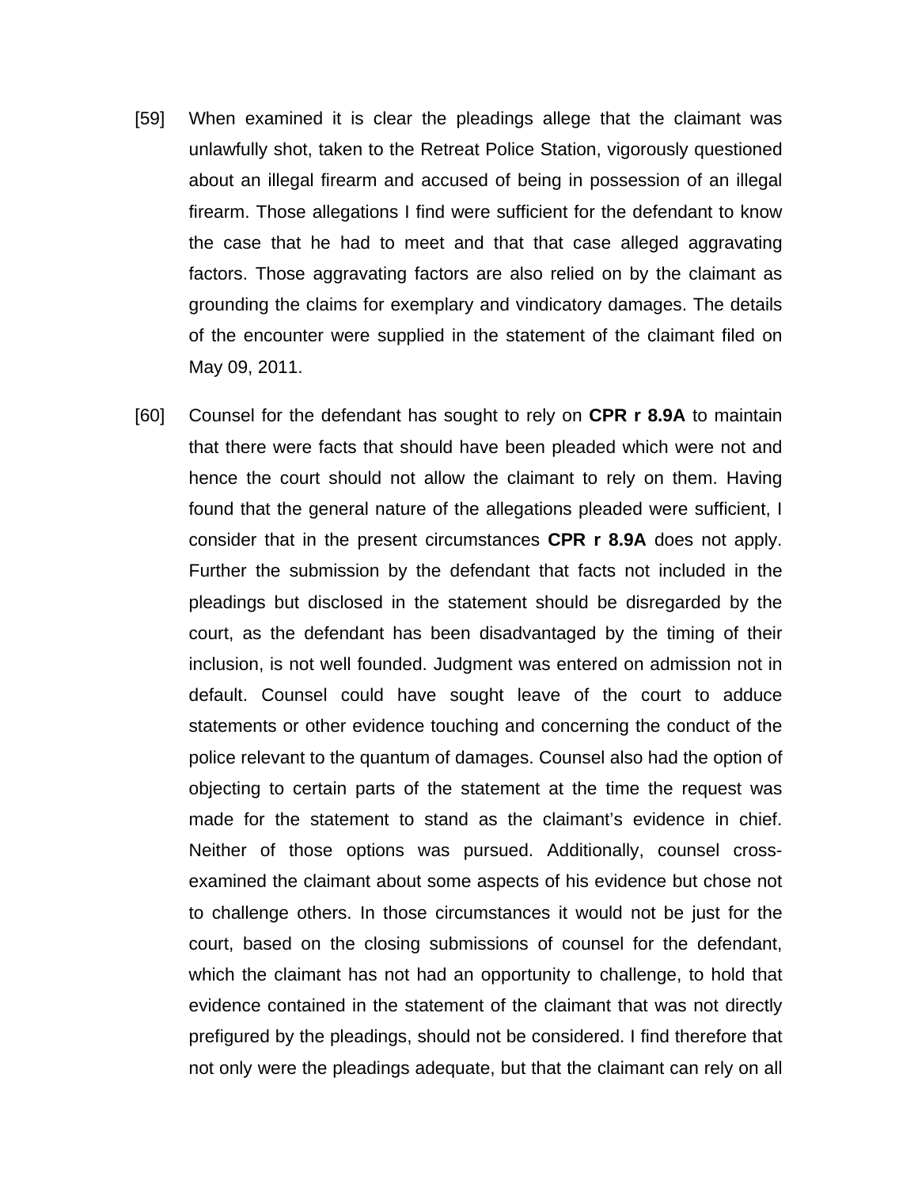[59] When examined it is clear the pleadings allege that the claimant was unlawfully shot, taken to the Retreat Police Station, vigorously questioned about an illegal firearm and accused of being in possession of an illegal firearm. Those allegations I find were sufficient for the defendant to know the case that he had to meet and that that case alleged aggravating factors. Those aggravating factors are also relied on by the claimant as grounding the claims for exemplary and vindicatory damages. The details of the encounter were supplied in the statement of the claimant filed on May 09, 2011.

[60] Counsel for the defendant has sought to rely on **CPR r 8.9A** to maintain that there were facts that should have been pleaded which were not and hence the court should not allow the claimant to rely on them. Having found that the general nature of the allegations pleaded were sufficient, I consider that in the present circumstances **CPR r 8.9A** does not apply. Further the submission by the defendant that facts not included in the pleadings but disclosed in the statement should be disregarded by the court, as the defendant has been disadvantaged by the timing of their inclusion, is not well founded. Judgment was entered on admission not in default. Counsel could have sought leave of the court to adduce statements or other evidence touching and concerning the conduct of the police relevant to the quantum of damages. Counsel also had the option of objecting to certain parts of the statement at the time the request was made for the statement to stand as the claimant's evidence in chief. Neither of those options was pursued. Additionally, counsel cross-examined the claimant about some aspects of his evidence but chose not to challenge others. In those circumstances it would not be just for the court, based on the closing submissions of counsel for the defendant, which the claimant has not had an opportunity to challenge, to hold that evidence contained in the statement of the claimant that was not directly prefigured by the pleadings, should not be considered. I find therefore that not only were the pleadings adequate, but that the claimant can rely on all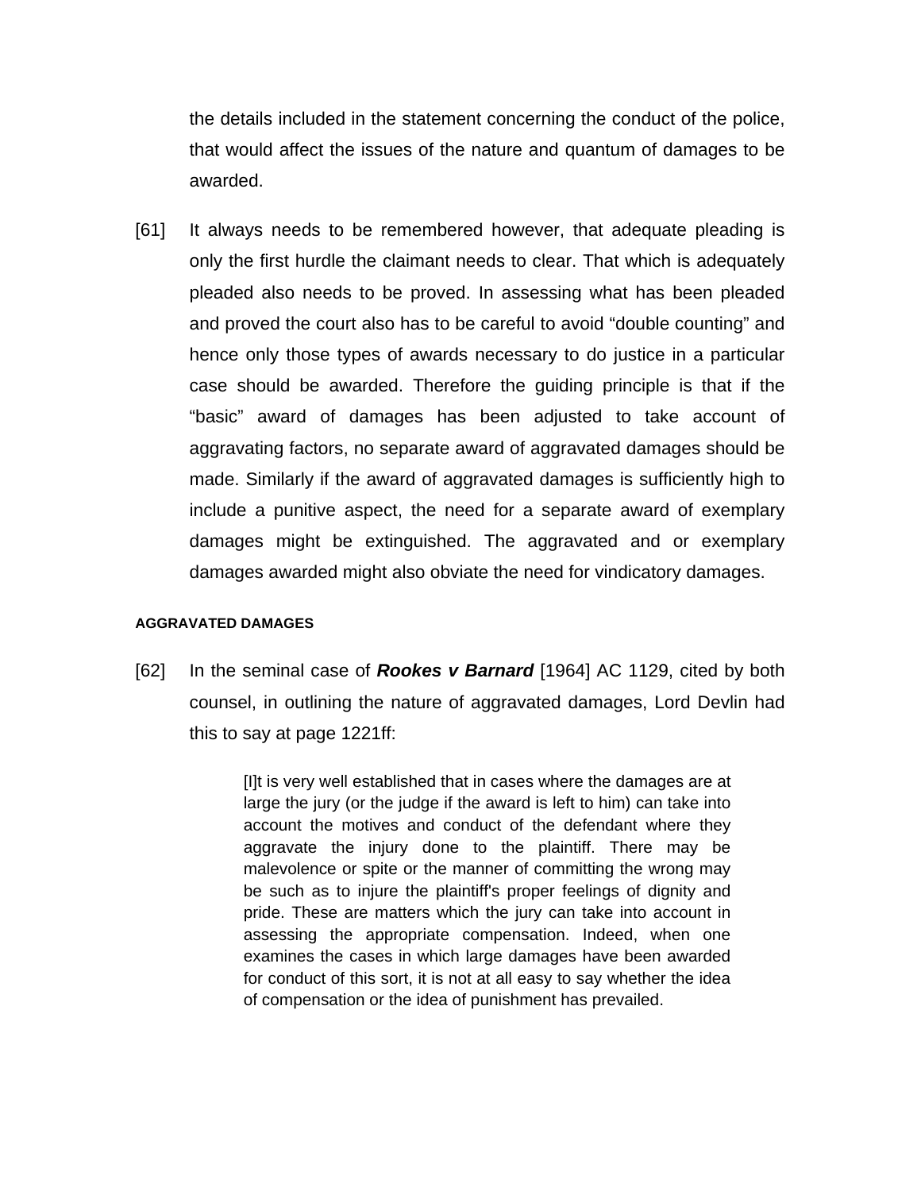the details included in the statement concerning the conduct of the police, that would affect the issues of the nature and quantum of damages to be awarded.

[61] It always needs to be remembered however, that adequate pleading is only the first hurdle the claimant needs to clear. That which is adequately pleaded also needs to be proved. In assessing what has been pleaded and proved the court also has to be careful to avoid "double counting" and hence only those types of awards necessary to do justice in a particular case should be awarded. Therefore the guiding principle is that if the "basic" award of damages has been adjusted to take account of aggravating factors, no separate award of aggravated damages should be made. Similarly if the award of aggravated damages is sufficiently high to include a punitive aspect, the need for a separate award of exemplary damages might be extinguished. The aggravated and or exemplary damages awarded might also obviate the need for vindicatory damages.

#### AGGRAVATED DAMAGES

[62] In the seminal case of ***Rookes v Barnard*** [1964] AC 1129, cited by both counsel, in outlining the nature of aggravated damages, Lord Devlin had this to say at page 1221ff:

> [I]t is very well established that in cases where the damages are at large the jury (or the judge if the award is left to him) can take into account the motives and conduct of the defendant where they aggravate the injury done to the plaintiff. There may be malevolence or spite or the manner of committing the wrong may be such as to injure the plaintiff's proper feelings of dignity and pride. These are matters which the jury can take into account in assessing the appropriate compensation. Indeed, when one examines the cases in which large damages have been awarded for conduct of this sort, it is not at all easy to say whether the idea of compensation or the idea of punishment has prevailed.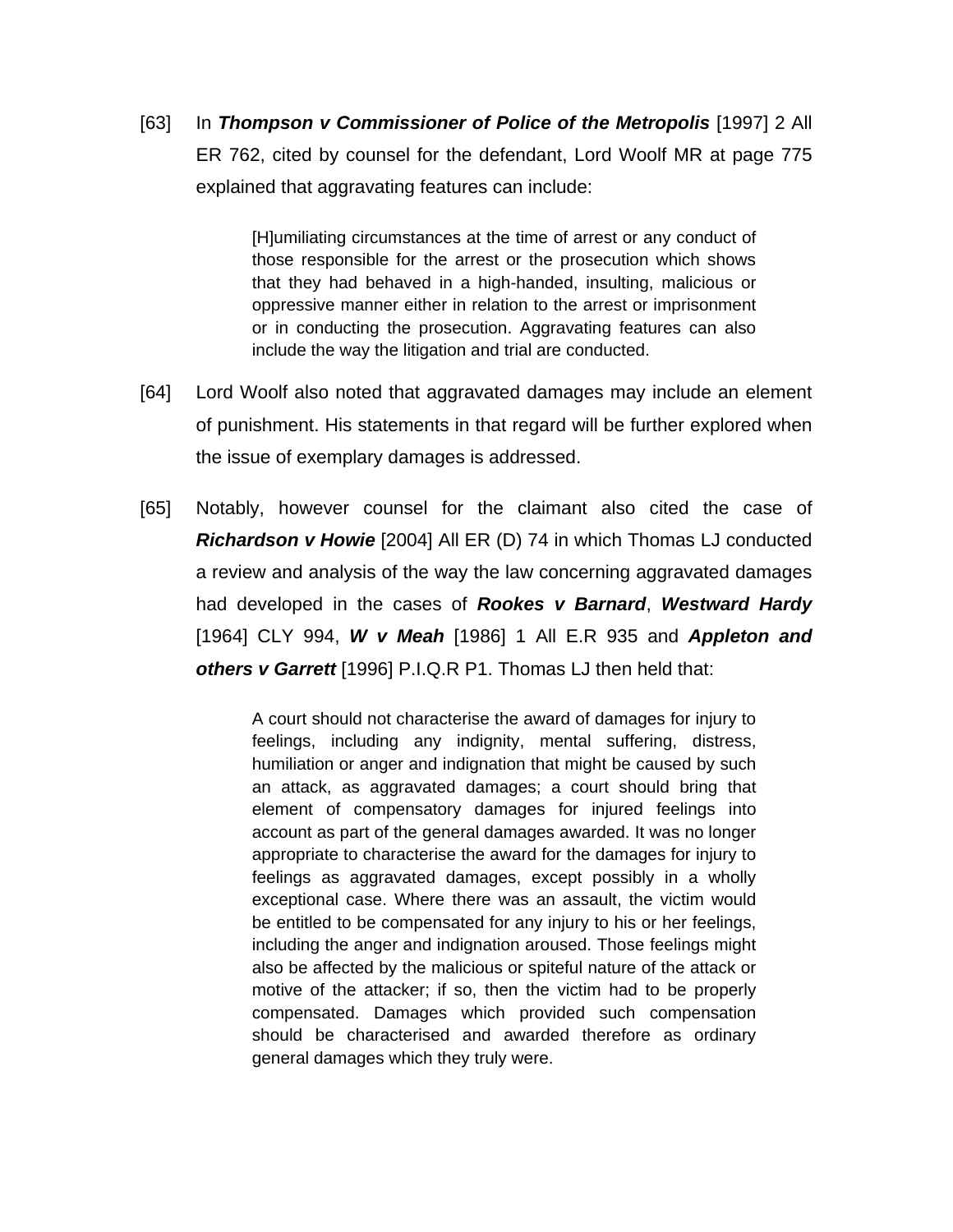[63] In ***Thompson v Commissioner of Police of the Metropolis*** [1997] 2 All ER 762, cited by counsel for the defendant, Lord Woolf MR at page 775 explained that aggravating features can include:

> [H]umiliating circumstances at the time of arrest or any conduct of those responsible for the arrest or the prosecution which shows that they had behaved in a high-handed, insulting, malicious or oppressive manner either in relation to the arrest or imprisonment or in conducting the prosecution. Aggravating features can also include the way the litigation and trial are conducted.

[64] Lord Woolf also noted that aggravated damages may include an element of punishment. His statements in that regard will be further explored when the issue of exemplary damages is addressed.

[65] Notably, however counsel for the claimant also cited the case of ***Richardson v Howie*** [2004] All ER (D) 74 in which Thomas LJ conducted a review and analysis of the way the law concerning aggravated damages had developed in the cases of ***Rookes v Barnard***, ***Westward Hardy*** [1964] CLY 994, ***W v Meah*** [1986] 1 All E.R 935 and ***Appleton and others v Garrett*** [1996] P.I.Q.R P1. Thomas LJ then held that:

> A court should not characterise the award of damages for injury to feelings, including any indignity, mental suffering, distress, humiliation or anger and indignation that might be caused by such an attack, as aggravated damages; a court should bring that element of compensatory damages for injured feelings into account as part of the general damages awarded. It was no longer appropriate to characterise the award for the damages for injury to feelings as aggravated damages, except possibly in a wholly exceptional case. Where there was an assault, the victim would be entitled to be compensated for any injury to his or her feelings, including the anger and indignation aroused. Those feelings might also be affected by the malicious or spiteful nature of the attack or motive of the attacker; if so, then the victim had to be properly compensated. Damages which provided such compensation should be characterised and awarded therefore as ordinary general damages which they truly were.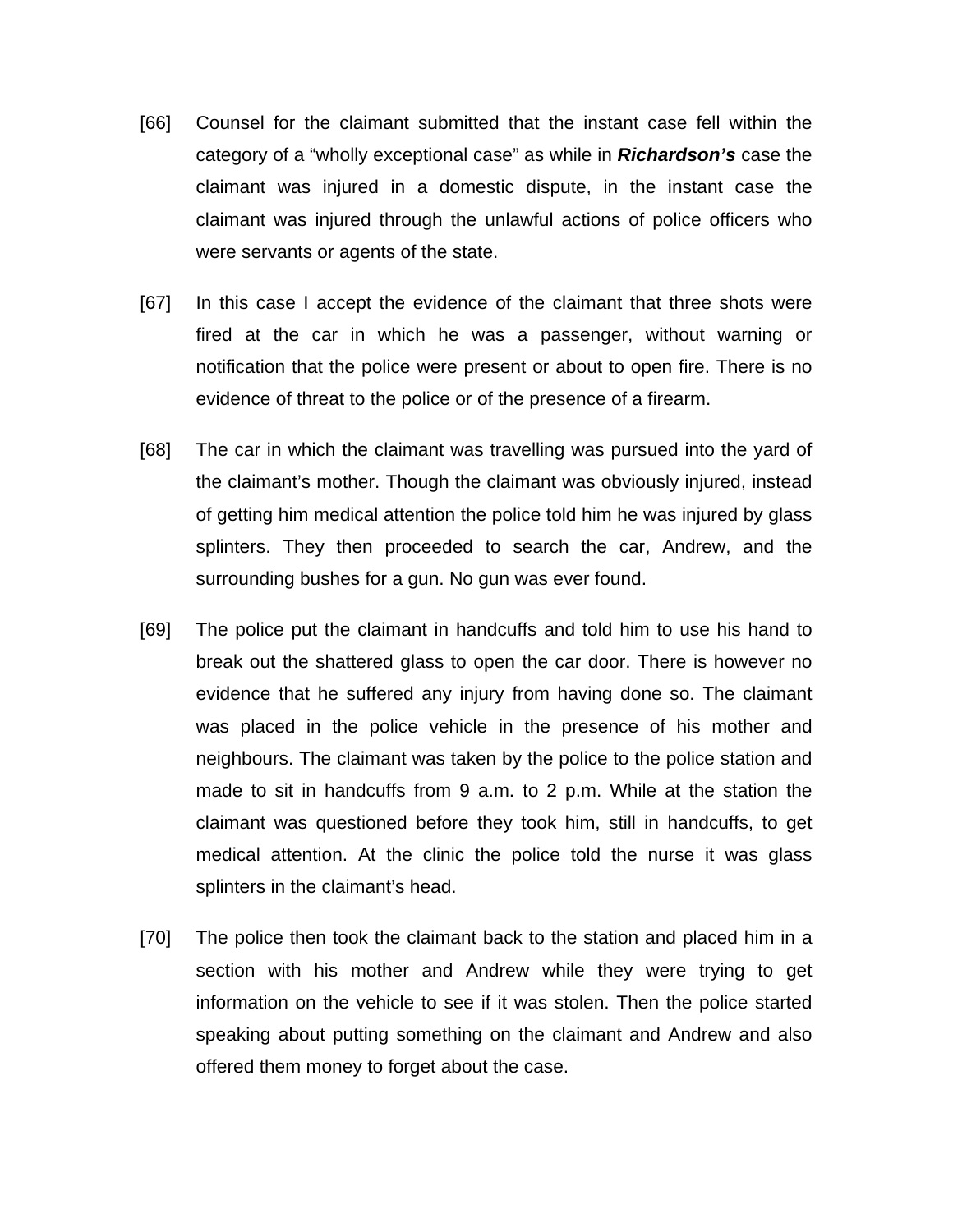[66] Counsel for the claimant submitted that the instant case fell within the category of a "wholly exceptional case" as while in ***Richardson's*** case the claimant was injured in a domestic dispute, in the instant case the claimant was injured through the unlawful actions of police officers who were servants or agents of the state.

[67] In this case I accept the evidence of the claimant that three shots were fired at the car in which he was a passenger, without warning or notification that the police were present or about to open fire. There is no evidence of threat to the police or of the presence of a firearm.

[68] The car in which the claimant was travelling was pursued into the yard of the claimant's mother. Though the claimant was obviously injured, instead of getting him medical attention the police told him he was injured by glass splinters. They then proceeded to search the car, Andrew, and the surrounding bushes for a gun. No gun was ever found.

[69] The police put the claimant in handcuffs and told him to use his hand to break out the shattered glass to open the car door. There is however no evidence that he suffered any injury from having done so. The claimant was placed in the police vehicle in the presence of his mother and neighbours. The claimant was taken by the police to the police station and made to sit in handcuffs from 9 a.m. to 2 p.m. While at the station the claimant was questioned before they took him, still in handcuffs, to get medical attention. At the clinic the police told the nurse it was glass splinters in the claimant's head.

[70] The police then took the claimant back to the station and placed him in a section with his mother and Andrew while they were trying to get information on the vehicle to see if it was stolen. Then the police started speaking about putting something on the claimant and Andrew and also offered them money to forget about the case.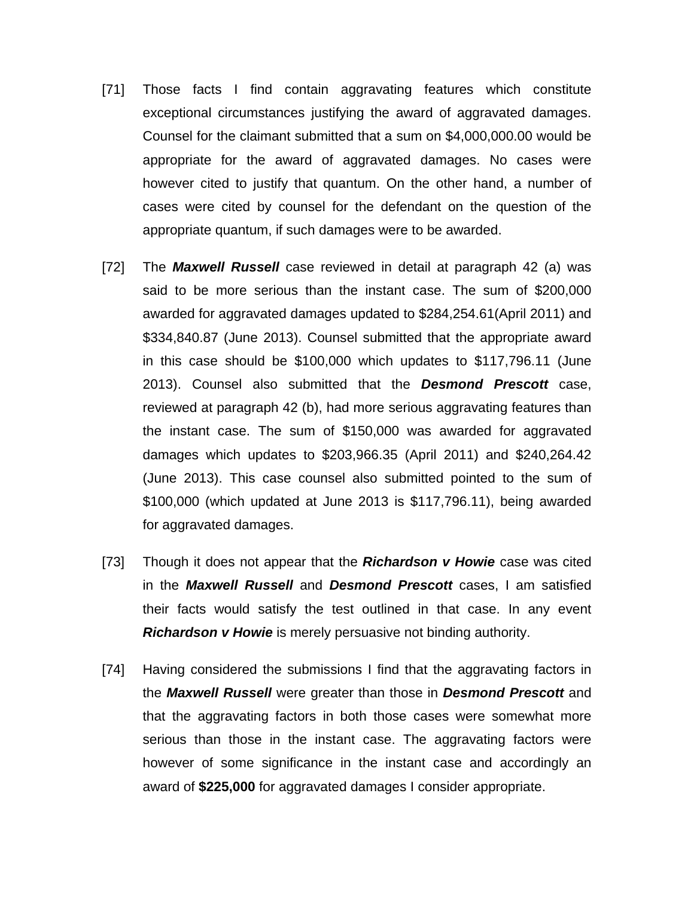[71] Those facts I find contain aggravating features which constitute exceptional circumstances justifying the award of aggravated damages. Counsel for the claimant submitted that a sum on $4,000,000.00 would be appropriate for the award of aggravated damages. No cases were however cited to justify that quantum. On the other hand, a number of cases were cited by counsel for the defendant on the question of the appropriate quantum, if such damages were to be awarded.

[72] The ***Maxwell Russell*** case reviewed in detail at paragraph 42 (a) was said to be more serious than the instant case. The sum of $200,000 awarded for aggravated damages updated to $284,254.61(April 2011) and $334,840.87 (June 2013). Counsel submitted that the appropriate award in this case should be $100,000 which updates to $117,796.11 (June 2013). Counsel also submitted that the ***Desmond Prescott*** case, reviewed at paragraph 42 (b), had more serious aggravating features than the instant case. The sum of $150,000 was awarded for aggravated damages which updates to $203,966.35 (April 2011) and $240,264.42 (June 2013). This case counsel also submitted pointed to the sum of $100,000 (which updated at June 2013 is $117,796.11), being awarded for aggravated damages.

[73] Though it does not appear that the ***Richardson v Howie*** case was cited in the ***Maxwell Russell*** and ***Desmond Prescott*** cases, I am satisfied their facts would satisfy the test outlined in that case. In any event ***Richardson v Howie*** is merely persuasive not binding authority.

[74] Having considered the submissions I find that the aggravating factors in the ***Maxwell Russell*** were greater than those in ***Desmond Prescott*** and that the aggravating factors in both those cases were somewhat more serious than those in the instant case. The aggravating factors were however of some significance in the instant case and accordingly an award of **$225,000** for aggravated damages I consider appropriate.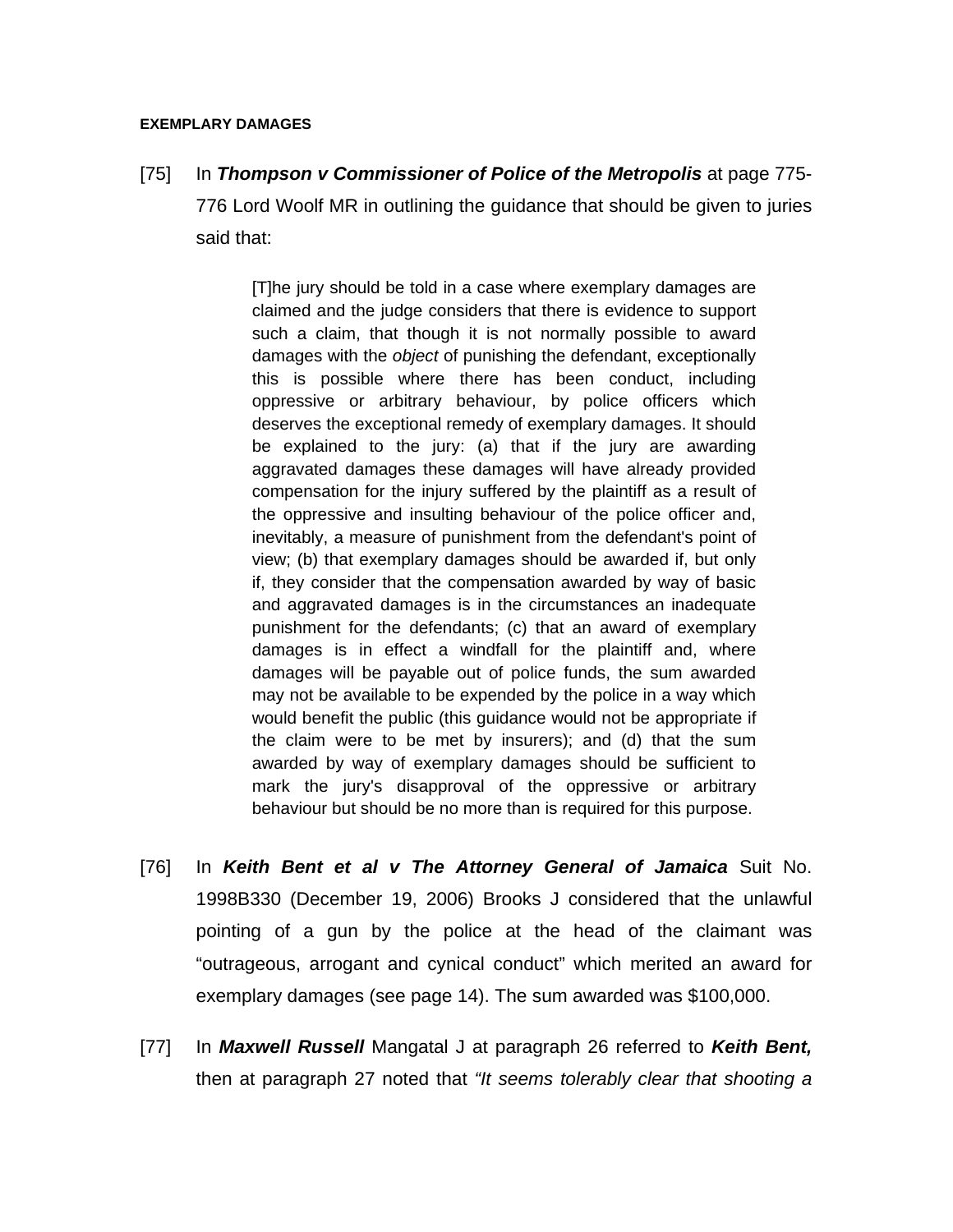**EXEMPLARY DAMAGES**

[75] In ***Thompson v Commissioner of Police of the Metropolis*** at page 775-776 Lord Woolf MR in outlining the guidance that should be given to juries said that:

> [T]he jury should be told in a case where exemplary damages are claimed and the judge considers that there is evidence to support such a claim, that though it is not normally possible to award damages with the *object* of punishing the defendant, exceptionally this is possible where there has been conduct, including oppressive or arbitrary behaviour, by police officers which deserves the exceptional remedy of exemplary damages. It should be explained to the jury: (a) that if the jury are awarding aggravated damages these damages will have already provided compensation for the injury suffered by the plaintiff as a result of the oppressive and insulting behaviour of the police officer and, inevitably, a measure of punishment from the defendant's point of view; (b) that exemplary damages should be awarded if, but only if, they consider that the compensation awarded by way of basic and aggravated damages is in the circumstances an inadequate punishment for the defendants; (c) that an award of exemplary damages is in effect a windfall for the plaintiff and, where damages will be payable out of police funds, the sum awarded may not be available to be expended by the police in a way which would benefit the public (this guidance would not be appropriate if the claim were to be met by insurers); and (d) that the sum awarded by way of exemplary damages should be sufficient to mark the jury's disapproval of the oppressive or arbitrary behaviour but should be no more than is required for this purpose.

[76] In ***Keith Bent et al v The Attorney General of Jamaica*** Suit No. 1998B330 (December 19, 2006) Brooks J considered that the unlawful pointing of a gun by the police at the head of the claimant was "outrageous, arrogant and cynical conduct" which merited an award for exemplary damages (see page 14). The sum awarded was $100,000.

[77] In ***Maxwell Russell*** Mangatal J at paragraph 26 referred to ***Keith Bent,*** then at paragraph 27 noted that *"It seems tolerably clear that shooting a*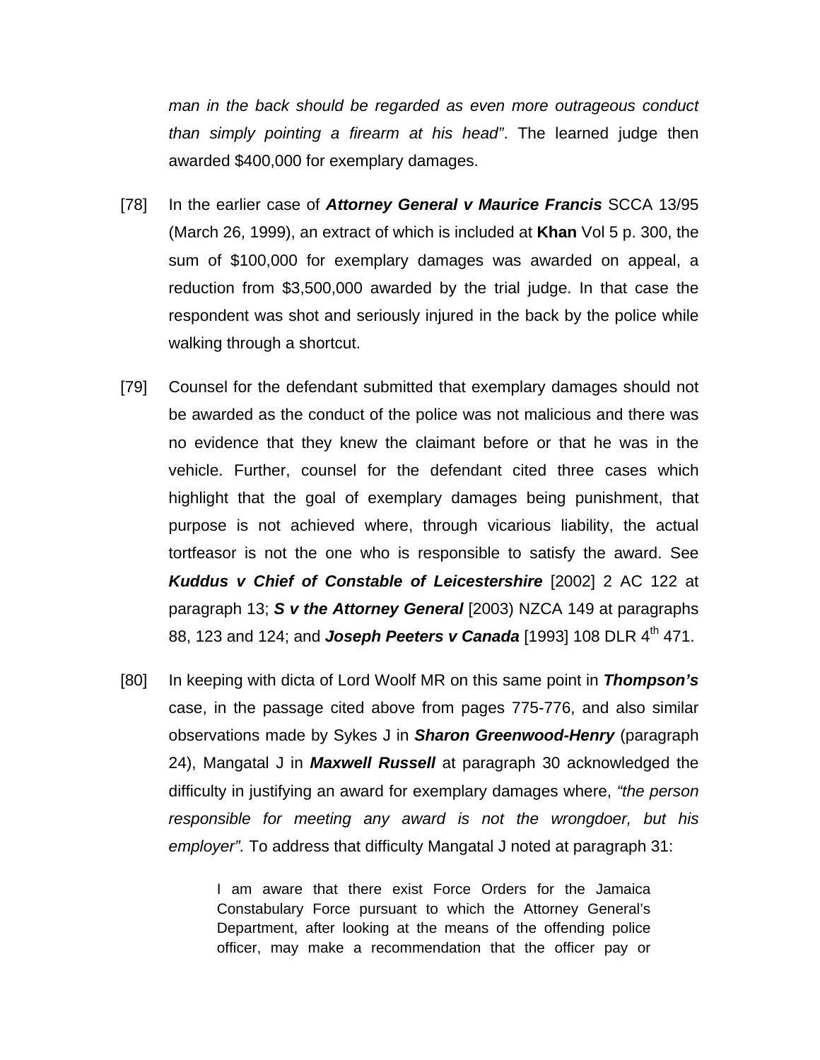*man in the back should be regarded as even more outrageous conduct than simply pointing a firearm at his head"*. The learned judge then awarded $400,000 for exemplary damages.

[78] In the earlier case of ***Attorney General v Maurice Francis*** SCCA 13/95 (March 26, 1999), an extract of which is included at **Khan** Vol 5 p. 300, the sum of $100,000 for exemplary damages was awarded on appeal, a reduction from $3,500,000 awarded by the trial judge. In that case the respondent was shot and seriously injured in the back by the police while walking through a shortcut.

[79] Counsel for the defendant submitted that exemplary damages should not be awarded as the conduct of the police was not malicious and there was no evidence that they knew the claimant before or that he was in the vehicle. Further, counsel for the defendant cited three cases which highlight that the goal of exemplary damages being punishment, that purpose is not achieved where, through vicarious liability, the actual tortfeasor is not the one who is responsible to satisfy the award. See ***Kuddus v Chief of Constable of Leicestershire*** [2002] 2 AC 122 at paragraph 13; ***S v the Attorney General*** [2003) NZCA 149 at paragraphs 88, 123 and 124; and ***Joseph Peeters v Canada*** [1993] 108 DLR 4th 471.

[80] In keeping with dicta of Lord Woolf MR on this same point in ***Thompson's*** case, in the passage cited above from pages 775-776, and also similar observations made by Sykes J in ***Sharon Greenwood-Henry*** (paragraph 24), Mangatal J in ***Maxwell Russell*** at paragraph 30 acknowledged the difficulty in justifying an award for exemplary damages where, *"the person responsible for meeting any award is not the wrongdoer, but his employer".* To address that difficulty Mangatal J noted at paragraph 31:

> I am aware that there exist Force Orders for the Jamaica Constabulary Force pursuant to which the Attorney General's Department, after looking at the means of the offending police officer, may make a recommendation that the officer pay or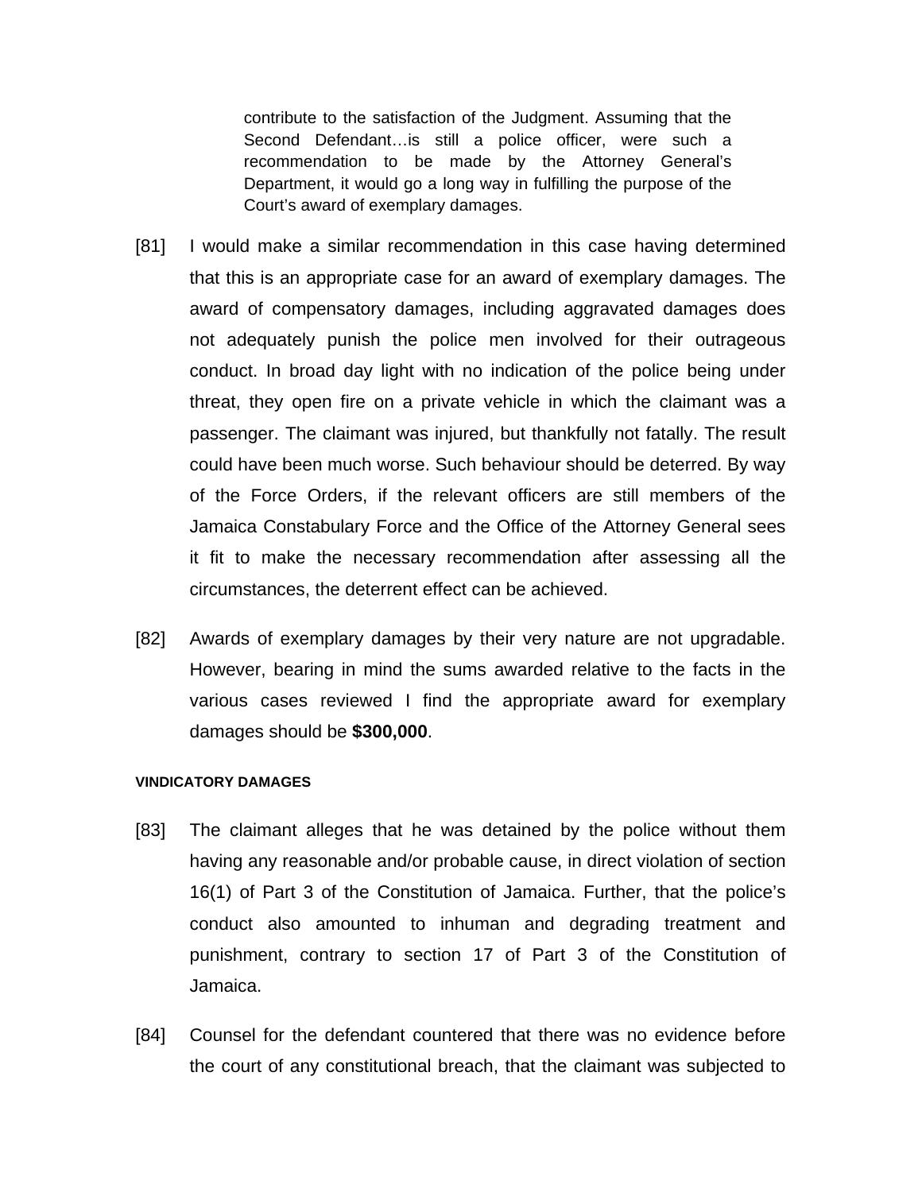> contribute to the satisfaction of the Judgment. Assuming that the Second Defendant…is still a police officer, were such a recommendation to be made by the Attorney General's Department, it would go a long way in fulfilling the purpose of the Court's award of exemplary damages.

[81] I would make a similar recommendation in this case having determined that this is an appropriate case for an award of exemplary damages. The award of compensatory damages, including aggravated damages does not adequately punish the police men involved for their outrageous conduct. In broad day light with no indication of the police being under threat, they open fire on a private vehicle in which the claimant was a passenger. The claimant was injured, but thankfully not fatally. The result could have been much worse. Such behaviour should be deterred. By way of the Force Orders, if the relevant officers are still members of the Jamaica Constabulary Force and the Office of the Attorney General sees it fit to make the necessary recommendation after assessing all the circumstances, the deterrent effect can be achieved.

[82] Awards of exemplary damages by their very nature are not upgradable. However, bearing in mind the sums awarded relative to the facts in the various cases reviewed I find the appropriate award for exemplary damages should be **$300,000**.

#### VINDICATORY DAMAGES

[83] The claimant alleges that he was detained by the police without them having any reasonable and/or probable cause, in direct violation of section 16(1) of Part 3 of the Constitution of Jamaica. Further, that the police's conduct also amounted to inhuman and degrading treatment and punishment, contrary to section 17 of Part 3 of the Constitution of Jamaica.

[84] Counsel for the defendant countered that there was no evidence before the court of any constitutional breach, that the claimant was subjected to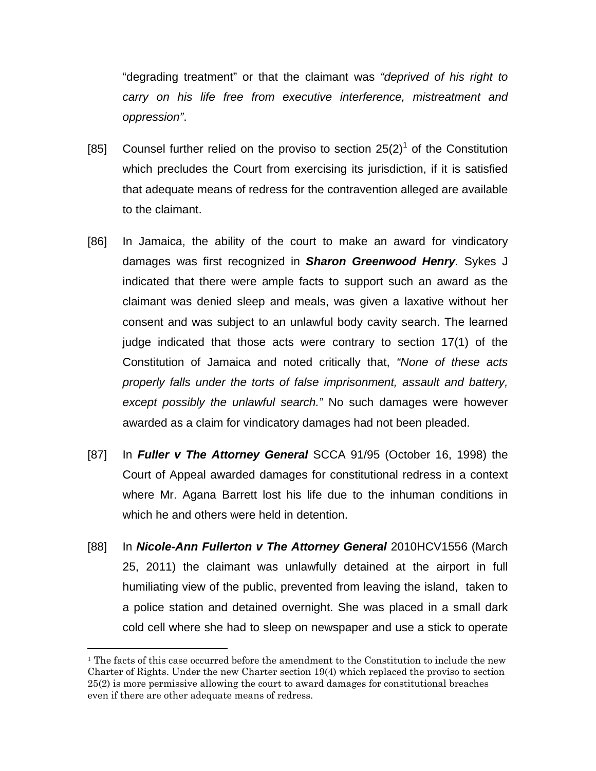"degrading treatment" or that the claimant was *"deprived of his right to carry on his life free from executive interference, mistreatment and oppression"*.

[85] Counsel further relied on the proviso to section 25(2)[1] of the Constitution which precludes the Court from exercising its jurisdiction, if it is satisfied that adequate means of redress for the contravention alleged are available to the claimant.

[86] In Jamaica, the ability of the court to make an award for vindicatory damages was first recognized in ***Sharon Greenwood Henry***. Sykes J indicated that there were ample facts to support such an award as the claimant was denied sleep and meals, was given a laxative without her consent and was subject to an unlawful body cavity search. The learned judge indicated that those acts were contrary to section 17(1) of the Constitution of Jamaica and noted critically that, *"None of these acts properly falls under the torts of false imprisonment, assault and battery, except possibly the unlawful search."* No such damages were however awarded as a claim for vindicatory damages had not been pleaded.

[87] In ***Fuller v The Attorney General*** SCCA 91/95 (October 16, 1998) the Court of Appeal awarded damages for constitutional redress in a context where Mr. Agana Barrett lost his life due to the inhuman conditions in which he and others were held in detention.

[88] In ***Nicole-Ann Fullerton v The Attorney General*** 2010HCV1556 (March 25, 2011) the claimant was unlawfully detained at the airport in full humiliating view of the public, prevented from leaving the island, taken to a police station and detained overnight. She was placed in a small dark cold cell where she had to sleep on newspaper and use a stick to operate

---

[1] The facts of this case occurred before the amendment to the Constitution to include the new Charter of Rights. Under the new Charter section 19(4) which replaced the proviso to section 25(2) is more permissive allowing the court to award damages for constitutional breaches even if there are other adequate means of redress.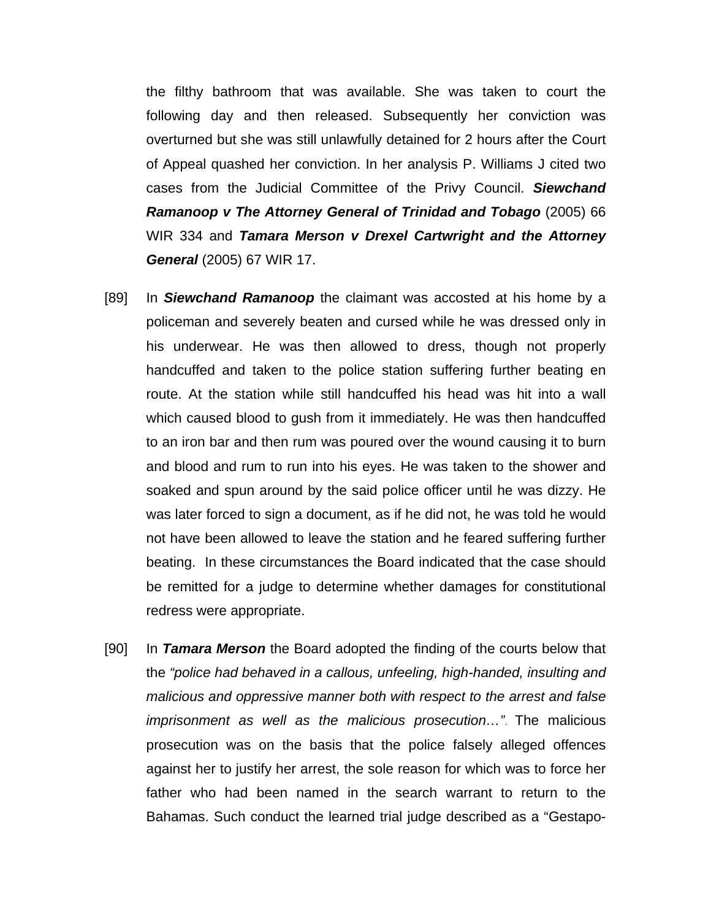the filthy bathroom that was available. She was taken to court the following day and then released. Subsequently her conviction was overturned but she was still unlawfully detained for 2 hours after the Court of Appeal quashed her conviction. In her analysis P. Williams J cited two cases from the Judicial Committee of the Privy Council. ***Siewchand Ramanoop v The Attorney General of Trinidad and Tobago*** (2005) 66 WIR 334 and ***Tamara Merson v Drexel Cartwright and the Attorney General*** (2005) 67 WIR 17.

[89] In ***Siewchand Ramanoop*** the claimant was accosted at his home by a policeman and severely beaten and cursed while he was dressed only in his underwear. He was then allowed to dress, though not properly handcuffed and taken to the police station suffering further beating en route. At the station while still handcuffed his head was hit into a wall which caused blood to gush from it immediately. He was then handcuffed to an iron bar and then rum was poured over the wound causing it to burn and blood and rum to run into his eyes. He was taken to the shower and soaked and spun around by the said police officer until he was dizzy. He was later forced to sign a document, as if he did not, he was told he would not have been allowed to leave the station and he feared suffering further beating. In these circumstances the Board indicated that the case should be remitted for a judge to determine whether damages for constitutional redress were appropriate.

[90] In ***Tamara Merson*** the Board adopted the finding of the courts below that the *"police had behaved in a callous, unfeeling, high-handed, insulting and malicious and oppressive manner both with respect to the arrest and false imprisonment as well as the malicious prosecution…"*. The malicious prosecution was on the basis that the police falsely alleged offences against her to justify her arrest, the sole reason for which was to force her father who had been named in the search warrant to return to the Bahamas. Such conduct the learned trial judge described as a "Gestapo-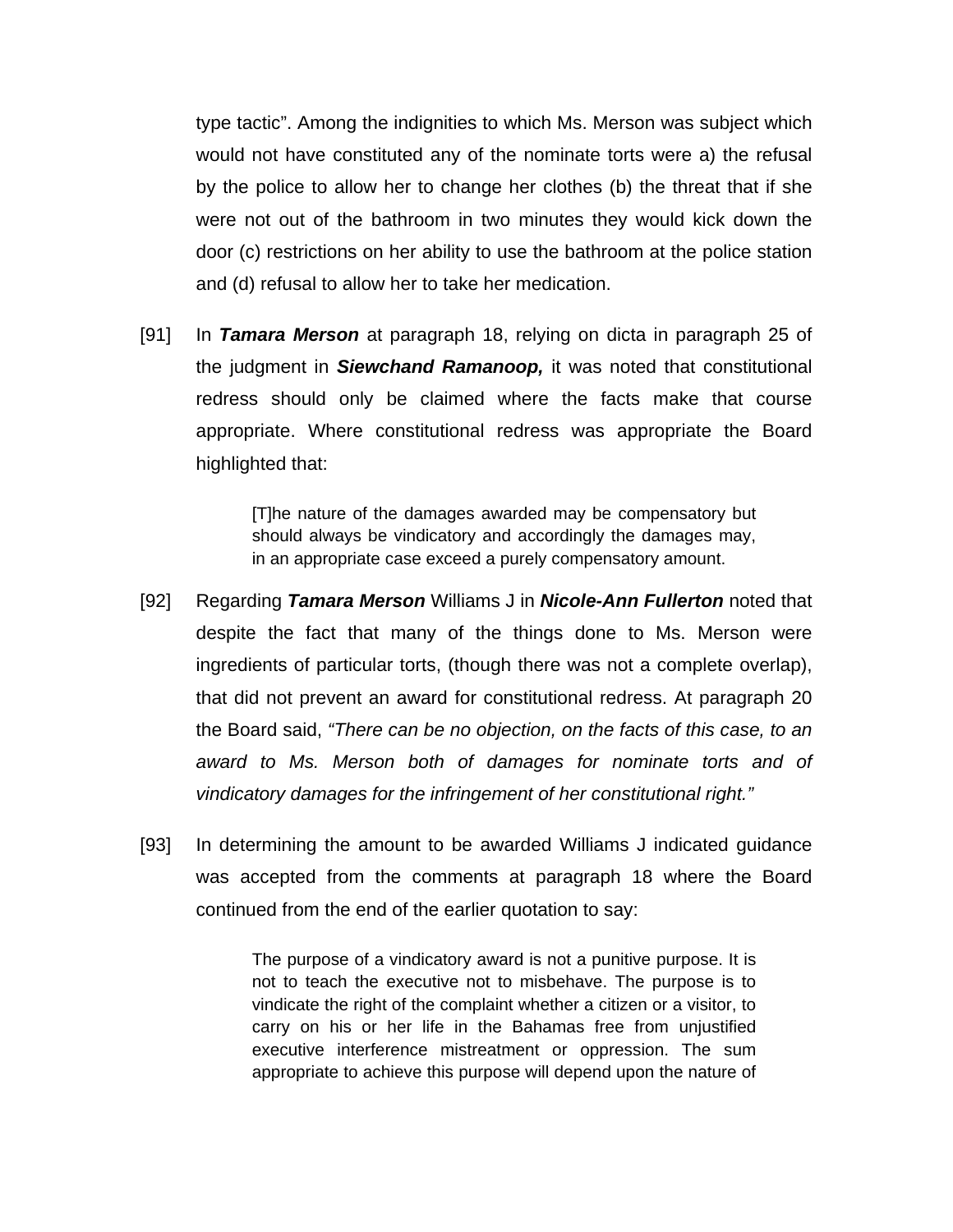type tactic". Among the indignities to which Ms. Merson was subject which would not have constituted any of the nominate torts were a) the refusal by the police to allow her to change her clothes (b) the threat that if she were not out of the bathroom in two minutes they would kick down the door (c) restrictions on her ability to use the bathroom at the police station and (d) refusal to allow her to take her medication.

[91] In ***Tamara Merson*** at paragraph 18, relying on dicta in paragraph 25 of the judgment in ***Siewchand Ramanoop,*** it was noted that constitutional redress should only be claimed where the facts make that course appropriate. Where constitutional redress was appropriate the Board highlighted that:

> [T]he nature of the damages awarded may be compensatory but should always be vindicatory and accordingly the damages may, in an appropriate case exceed a purely compensatory amount.

[92] Regarding ***Tamara Merson*** Williams J in ***Nicole-Ann Fullerton*** noted that despite the fact that many of the things done to Ms. Merson were ingredients of particular torts, (though there was not a complete overlap), that did not prevent an award for constitutional redress. At paragraph 20 the Board said, *"There can be no objection, on the facts of this case, to an award to Ms. Merson both of damages for nominate torts and of vindicatory damages for the infringement of her constitutional right."*

[93] In determining the amount to be awarded Williams J indicated guidance was accepted from the comments at paragraph 18 where the Board continued from the end of the earlier quotation to say:

> The purpose of a vindicatory award is not a punitive purpose. It is not to teach the executive not to misbehave. The purpose is to vindicate the right of the complaint whether a citizen or a visitor, to carry on his or her life in the Bahamas free from unjustified executive interference mistreatment or oppression. The sum appropriate to achieve this purpose will depend upon the nature of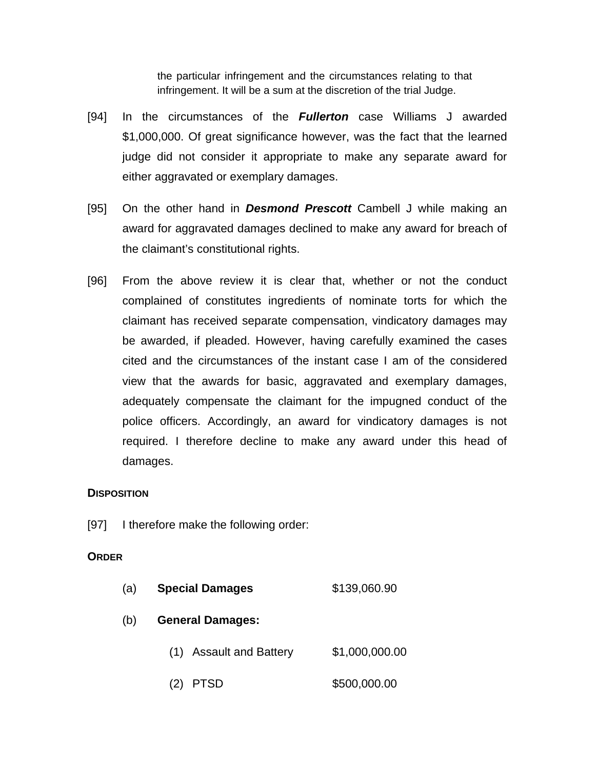> the particular infringement and the circumstances relating to that infringement. It will be a sum at the discretion of the trial Judge.

[94] In the circumstances of the ***Fullerton*** case Williams J awarded $1,000,000. Of great significance however, was the fact that the learned judge did not consider it appropriate to make any separate award for either aggravated or exemplary damages.

[95] On the other hand in ***Desmond Prescott*** Cambell J while making an award for aggravated damages declined to make any award for breach of the claimant's constitutional rights.

[96] From the above review it is clear that, whether or not the conduct complained of constitutes ingredients of nominate torts for which the claimant has received separate compensation, vindicatory damages may be awarded, if pleaded. However, having carefully examined the cases cited and the circumstances of the instant case I am of the considered view that the awards for basic, aggravated and exemplary damages, adequately compensate the claimant for the impugned conduct of the police officers. Accordingly, an award for vindicatory damages is not required. I therefore decline to make any award under this head of damages.

**DISPOSITION**

[97] I therefore make the following order:

**ORDER**

(a) **Special Damages** $139,060.90

(b) **General Damages:**

(1) Assault and Battery $1,000,000.00

(2) PTSD $500,000.00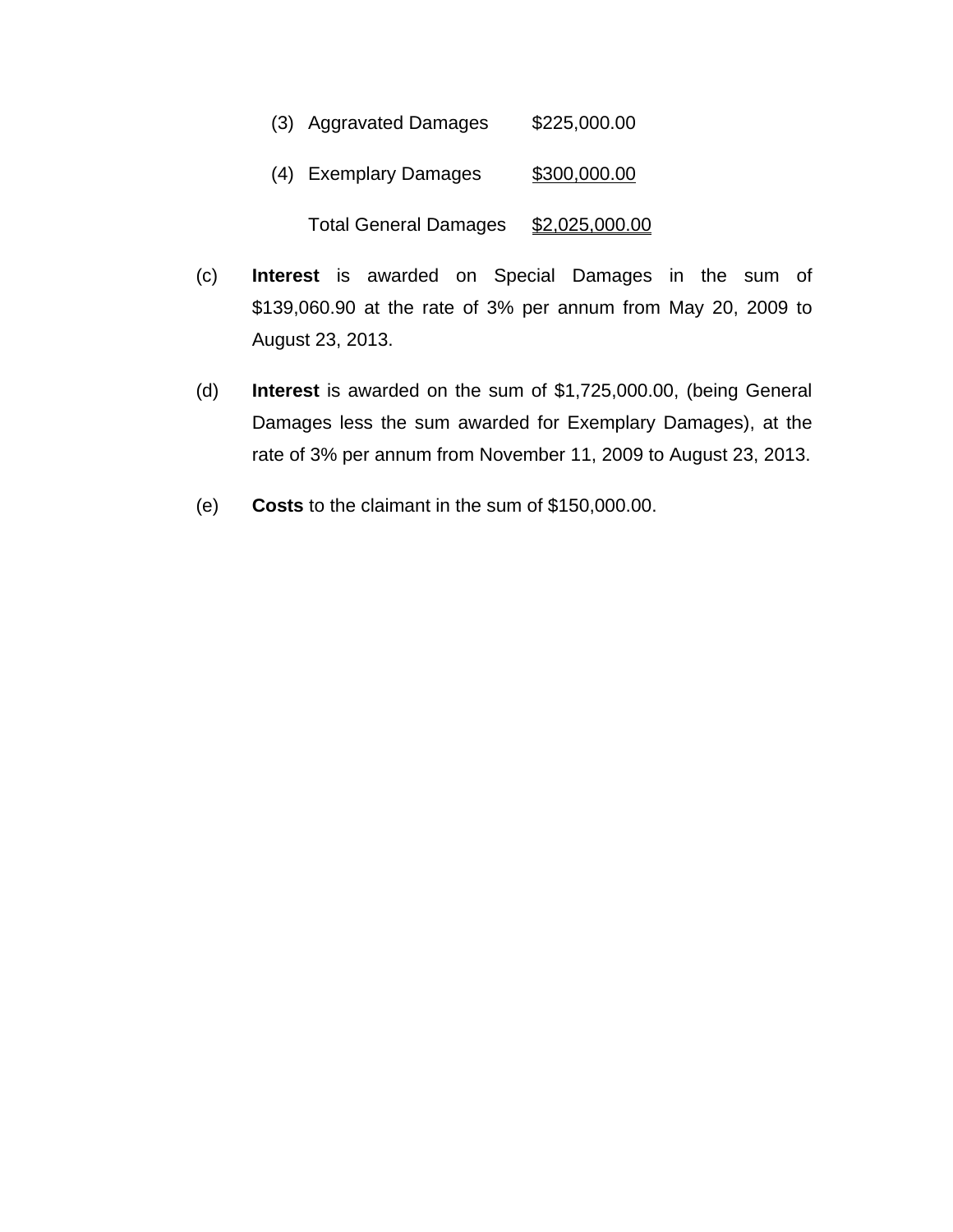| | | |
|---|---|---|
| (3) | Aggravated Damages | $225,000.00 |
| (4) | Exemplary Damages | $300,000.00 |
| | Total General Damages | $2,025,000.00 |

(c) **Interest** is awarded on Special Damages in the sum of $139,060.90 at the rate of 3% per annum from May 20, 2009 to August 23, 2013.

(d) **Interest** is awarded on the sum of $1,725,000.00, (being General Damages less the sum awarded for Exemplary Damages), at the rate of 3% per annum from November 11, 2009 to August 23, 2013.

(e) **Costs** to the claimant in the sum of $150,000.00.